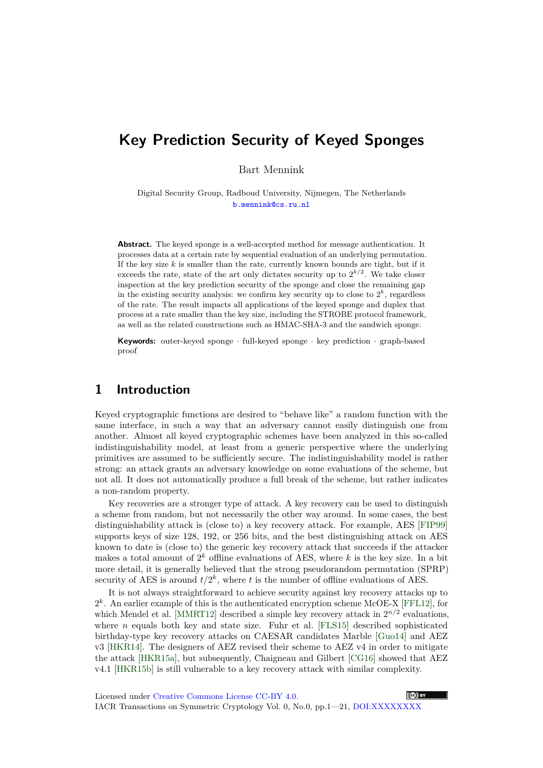# Key Prediction Security of Keyed Sponges

Bart Mennink

Digital Security Group, Radboud University, Nijmegen, The Netherlands
b.mennink@cs.ru.nl

**Abstract.** The keyed sponge is a well-accepted method for message authentication. It processes data at a certain rate by sequential evaluation of an underlying permutation. If the key size $k$ is smaller than the rate, currently known bounds are tight, but if it exceeds the rate, state of the art only dictates security up to $2^{k/2}$. We take closer inspection at the key prediction security of the sponge and close the remaining gap in the existing security analysis: we confirm key security up to close to $2^k$, regardless of the rate. The result impacts all applications of the keyed sponge and duplex that process at a rate smaller than the key size, including the STROBE protocol framework, as well as the related constructions such as HMAC-SHA-3 and the sandwich sponge.

**Keywords:** outer-keyed sponge · full-keyed sponge · key prediction · graph-based proof

## 1 Introduction

Keyed cryptographic functions are desired to "behave like" a random function with the same interface, in such a way that an adversary cannot easily distinguish one from another. Almost all keyed cryptographic schemes have been analyzed in this so-called indistinguishability model, at least from a generic perspective where the underlying primitives are assumed to be sufficiently secure. The indistinguishability model is rather strong: an attack grants an adversary knowledge on some evaluations of the scheme, but not all. It does not automatically produce a full break of the scheme, but rather indicates a non-random property.

Key recoveries are a stronger type of attack. A key recovery can be used to distinguish a scheme from random, but not necessarily the other way around. In some cases, the best distinguishability attack is (close to) a key recovery attack. For example, AES [FIP99] supports keys of size 128, 192, or 256 bits, and the best distinguishing attack on AES known to date is (close to) the generic key recovery attack that succeeds if the attacker makes a total amount of $2^k$ offline evaluations of AES, where $k$ is the key size. In a bit more detail, it is generally believed that the strong pseudorandom permutation (SPRP) security of AES is around $t/2^k$, where $t$ is the number of offline evaluations of AES.

It is not always straightforward to achieve security against key recovery attacks up to $2^k$. An earlier example of this is the authenticated encryption scheme McOE-X [FFL12], for which Mendel et al. [MMRT12] described a simple key recovery attack in $2^{n/2}$ evaluations, where $n$ equals both key and state size. Fuhr et al. [FLS15] described sophisticated birthday-type key recovery attacks on CAESAR candidates Marble [Guo14] and AEZ v3 [HKR14]. The designers of AEZ revised their scheme to AEZ v4 in order to mitigate the attack [HKR15a], but subsequently, Chaigneau and Gilbert [CG16] showed that AEZ v4.1 [HKR15b] is still vulnerable to a key recovery attack with similar complexity.

Licensed under Creative Commons License CC-BY 4.0.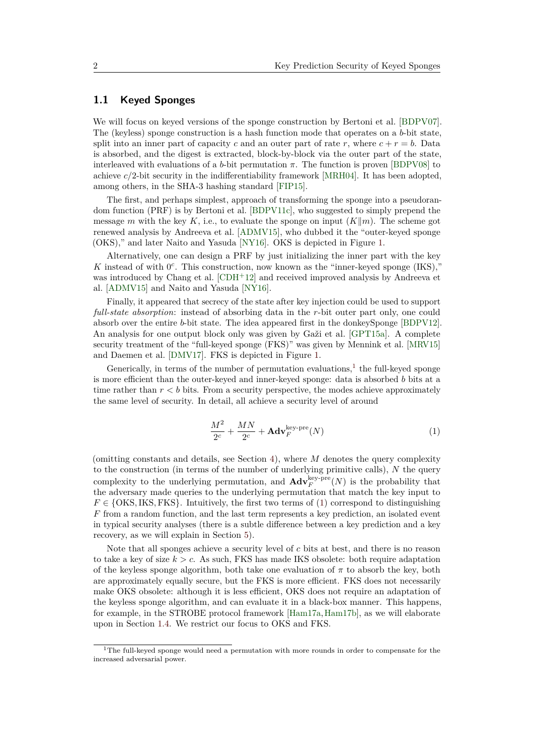## 1.1 Keyed Sponges

We will focus on keyed versions of the sponge construction by Bertoni et al. [BDPV07]. The (keyless) sponge construction is a hash function mode that operates on a $b$-bit state, split into an inner part of capacity $c$ and an outer part of rate $r$, where $c + r = b$. Data is absorbed, and the digest is extracted, block-by-block via the outer part of the state, interleaved with evaluations of a $b$-bit permutation $\pi$. The function is proven [BDPV08] to achieve $c/2$-bit security in the indifferentiability framework [MRH04]. It has been adopted, among others, in the SHA-3 hashing standard [FIP15].

The first, and perhaps simplest, approach of transforming the sponge into a pseudorandom function (PRF) is by Bertoni et al. [BDPV11c], who suggested to simply prepend the message $m$ with the key $K$, i.e., to evaluate the sponge on input $(K\|m)$. The scheme got renewed analysis by Andreeva et al. [ADMV15], who dubbed it the "outer-keyed sponge (OKS)," and later Naito and Yasuda [NY16]. OKS is depicted in Figure 1.

Alternatively, one can design a PRF by just initializing the inner part with the key $K$ instead of with $0^c$. This construction, now known as the "inner-keyed sponge (IKS)," was introduced by Chang et al. [CDH⁺12] and received improved analysis by Andreeva et al. [ADMV15] and Naito and Yasuda [NY16].

Finally, it appeared that secrecy of the state after key injection could be used to support *full-state absorption*: instead of absorbing data in the $r$-bit outer part only, one could absorb over the entire $b$-bit state. The idea appeared first in the donkeySponge [BDPV12]. An analysis for one output block only was given by Gaži et al. [GPT15a]. A complete security treatment of the "full-keyed sponge (FKS)" was given by Mennink et al. [MRV15] and Daemen et al. [DMV17]. FKS is depicted in Figure 1.

Generically, in terms of the number of permutation evaluations,[1] the full-keyed sponge is more efficient than the outer-keyed and inner-keyed sponge: data is absorbed $b$ bits at a time rather than $r < b$ bits. From a security perspective, the modes achieve approximately the same level of security. In detail, all achieve a security level of around

$$\frac{M^2}{2^c} + \frac{MN}{2^c} + \mathbf{Adv}_F^{\text{key-pre}}(N) \tag{1}$$

(omitting constants and details, see Section 4), where $M$ denotes the query complexity to the construction (in terms of the number of underlying primitive calls), $N$ the query complexity to the underlying permutation, and $\mathbf{Adv}_F^{\text{key-pre}}(N)$ is the probability that the adversary made queries to the underlying permutation that match the key input to $F \in \{\text{OKS}, \text{IKS}, \text{FKS}\}$. Intuitively, the first two terms of (1) correspond to distinguishing $F$ from a random function, and the last term represents a key prediction, an isolated event in typical security analyses (there is a subtle difference between a key prediction and a key recovery, as we will explain in Section 5).

Note that all sponges achieve a security level of $c$ bits at best, and there is no reason to take a key of size $k > c$. As such, FKS has made IKS obsolete: both require adaptation of the keyless sponge algorithm, both take one evaluation of $\pi$ to absorb the key, both are approximately equally secure, but the FKS is more efficient. FKS does not necessarily make OKS obsolete: although it is less efficient, OKS does not require an adaptation of the keyless sponge algorithm, and can evaluate it in a black-box manner. This happens, for example, in the STROBE protocol framework [Ham17a, Ham17b], as we will elaborate upon in Section 1.4. We restrict our focus to OKS and FKS.

[1] The full-keyed sponge would need a permutation with more rounds in order to compensate for the increased adversarial power.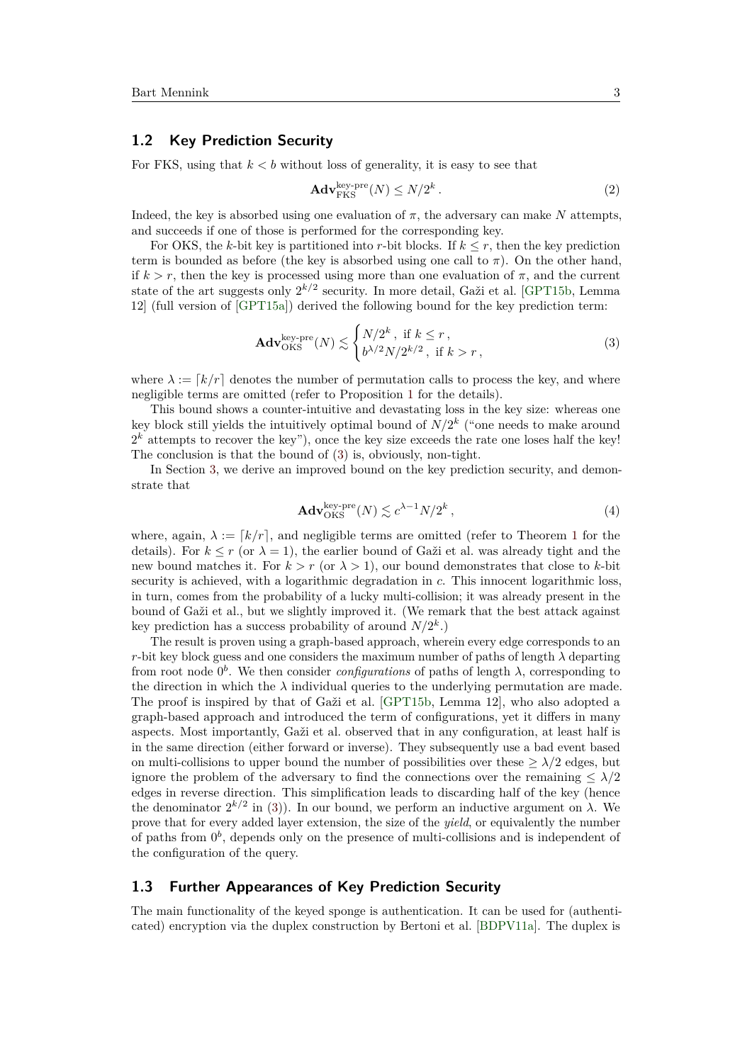### 1.2 Key Prediction Security

For FKS, using that $k < b$ without loss of generality, it is easy to see that

$$\mathbf{Adv}^{\text{key-pre}}_{\text{FKS}}(N) \leq N/2^k\,. \tag{2}$$

Indeed, the key is absorbed using one evaluation of $\pi$, the adversary can make $N$ attempts, and succeeds if one of those is performed for the corresponding key.

For OKS, the $k$-bit key is partitioned into $r$-bit blocks. If $k \leq r$, then the key prediction term is bounded as before (the key is absorbed using one call to $\pi$). On the other hand, if $k > r$, then the key is processed using more than one evaluation of $\pi$, and the current state of the art suggests only $2^{k/2}$ security. In more detail, Gaži et al. [GPT15b, Lemma 12] (full version of [GPT15a]) derived the following bound for the key prediction term:

$$\mathbf{Adv}^{\text{key-pre}}_{\text{OKS}}(N) \lesssim \begin{cases} N/2^k\,, \text{ if } k \leq r\,, \\ b^{\lambda/2}N/2^{k/2}\,, \text{ if } k > r\,, \end{cases} \tag{3}$$

where $\lambda := \lceil k/r \rceil$ denotes the number of permutation calls to process the key, and where negligible terms are omitted (refer to Proposition 1 for the details).

This bound shows a counter-intuitive and devastating loss in the key size: whereas one key block still yields the intuitively optimal bound of $N/2^k$ ("one needs to make around $2^k$ attempts to recover the key"), once the key size exceeds the rate one loses half the key! The conclusion is that the bound of (3) is, obviously, non-tight.

In Section 3, we derive an improved bound on the key prediction security, and demonstrate that

$$\mathbf{Adv}^{\text{key-pre}}_{\text{OKS}}(N) \lesssim c^{\lambda-1}N/2^k\,, \tag{4}$$

where, again, $\lambda := \lceil k/r \rceil$, and negligible terms are omitted (refer to Theorem 1 for the details). For $k \leq r$ (or $\lambda = 1$), the earlier bound of Gaži et al. was already tight and the new bound matches it. For $k > r$ (or $\lambda > 1$), our bound demonstrates that close to $k$-bit security is achieved, with a logarithmic degradation in $c$. This innocent logarithmic loss, in turn, comes from the probability of a lucky multi-collision; it was already present in the bound of Gaži et al., but we slightly improved it. (We remark that the best attack against key prediction has a success probability of around $N/2^k$.)

The result is proven using a graph-based approach, wherein every edge corresponds to an $r$-bit key block guess and one considers the maximum number of paths of length $\lambda$ departing from root node $0^b$. We then consider *configurations* of paths of length $\lambda$, corresponding to the direction in which the $\lambda$ individual queries to the underlying permutation are made. The proof is inspired by that of Gaži et al. [GPT15b, Lemma 12], who also adopted a graph-based approach and introduced the term of configurations, yet it differs in many aspects. Most importantly, Gaži et al. observed that in any configuration, at least half is in the same direction (either forward or inverse). They subsequently use a bad event based on multi-collisions to upper bound the number of possibilities over these $\geq \lambda/2$ edges, but ignore the problem of the adversary to find the connections over the remaining $\leq \lambda/2$ edges in reverse direction. This simplification leads to discarding half of the key (hence the denominator $2^{k/2}$ in (3)). In our bound, we perform an inductive argument on $\lambda$. We prove that for every added layer extension, the size of the *yield*, or equivalently the number of paths from $0^b$, depends only on the presence of multi-collisions and is independent of the configuration of the query.

### 1.3 Further Appearances of Key Prediction Security

The main functionality of the keyed sponge is authentication. It can be used for (authenticated) encryption via the duplex construction by Bertoni et al. [BDPV11a]. The duplex is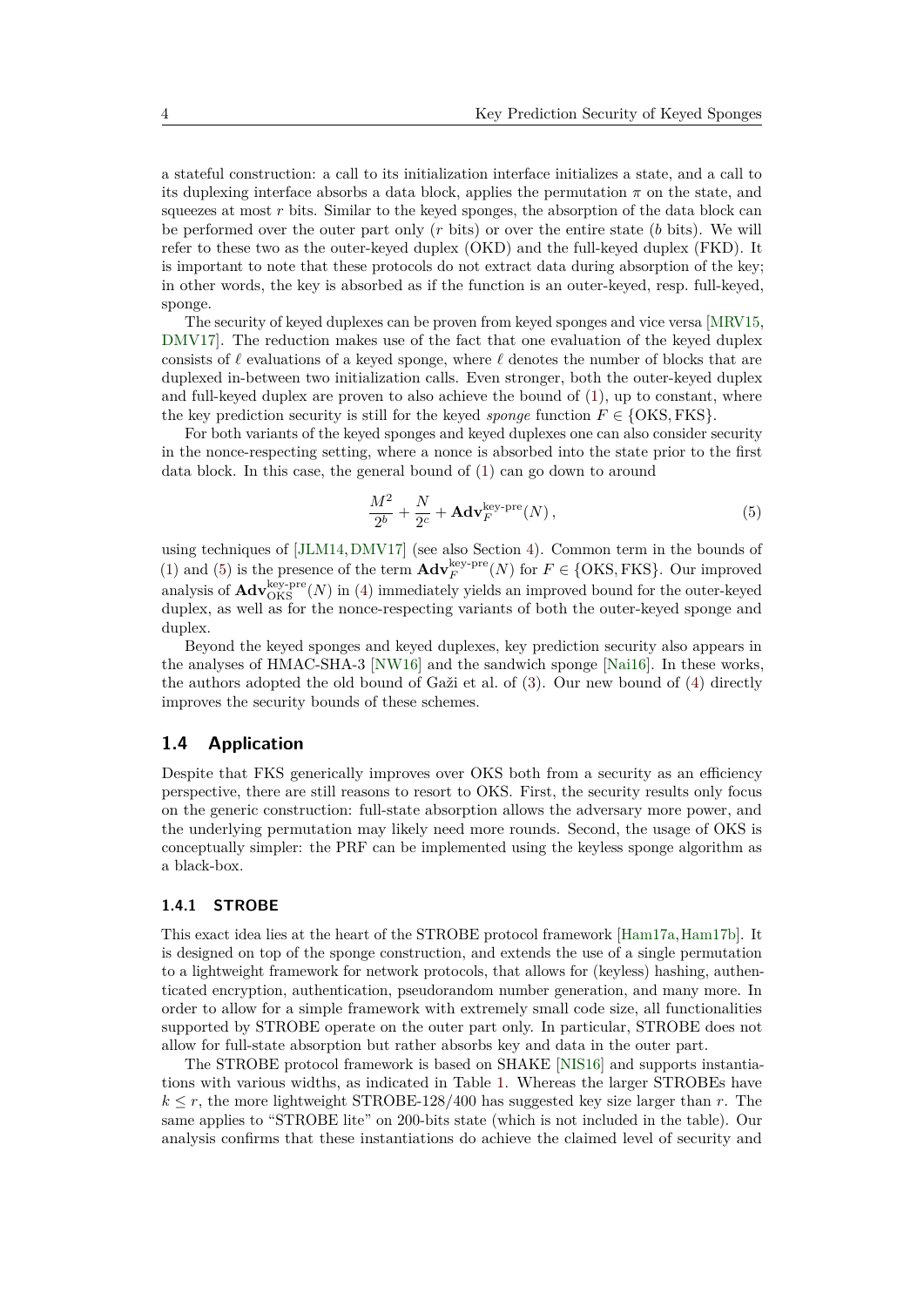a stateful construction: a call to its initialization interface initializes a state, and a call to its duplexing interface absorbs a data block, applies the permutation $\pi$ on the state, and squeezes at most $r$ bits. Similar to the keyed sponges, the absorption of the data block can be performed over the outer part only ($r$ bits) or over the entire state ($b$ bits). We will refer to these two as the outer-keyed duplex (OKD) and the full-keyed duplex (FKD). It is important to note that these protocols do not extract data during absorption of the key; in other words, the key is absorbed as if the function is an outer-keyed, resp. full-keyed, sponge.

The security of keyed duplexes can be proven from keyed sponges and vice versa [MRV15, DMV17]. The reduction makes use of the fact that one evaluation of the keyed duplex consists of $\ell$ evaluations of a keyed sponge, where $\ell$ denotes the number of blocks that are duplexed in-between two initialization calls. Even stronger, both the outer-keyed duplex and full-keyed duplex are proven to also achieve the bound of (1), up to constant, where the key prediction security is still for the keyed *sponge* function $F \in \{\text{OKS}, \text{FKS}\}$.

For both variants of the keyed sponges and keyed duplexes one can also consider security in the nonce-respecting setting, where a nonce is absorbed into the state prior to the first data block. In this case, the general bound of (1) can go down to around

$$\frac{M^2}{2^b} + \frac{N}{2^c} + \mathbf{Adv}_F^{\text{key-pre}}(N)\,, \tag{5}$$

using techniques of [JLM14, DMV17] (see also Section 4). Common term in the bounds of (1) and (5) is the presence of the term $\mathbf{Adv}_F^{\text{key-pre}}(N)$ for $F \in \{\text{OKS}, \text{FKS}\}$. Our improved analysis of $\mathbf{Adv}_{\text{OKS}}^{\text{key-pre}}(N)$ in (4) immediately yields an improved bound for the outer-keyed duplex, as well as for the nonce-respecting variants of both the outer-keyed sponge and duplex.

Beyond the keyed sponges and keyed duplexes, key prediction security also appears in the analyses of HMAC-SHA-3 [NW16] and the sandwich sponge [Nai16]. In these works, the authors adopted the old bound of Gaži et al. of (3). Our new bound of (4) directly improves the security bounds of these schemes.

## 1.4 Application

Despite that FKS generically improves over OKS both from a security as an efficiency perspective, there are still reasons to resort to OKS. First, the security results only focus on the generic construction: full-state absorption allows the adversary more power, and the underlying permutation may likely need more rounds. Second, the usage of OKS is conceptually simpler: the PRF can be implemented using the keyless sponge algorithm as a black-box.

### 1.4.1 STROBE

This exact idea lies at the heart of the STROBE protocol framework [Ham17a, Ham17b]. It is designed on top of the sponge construction, and extends the use of a single permutation to a lightweight framework for network protocols, that allows for (keyless) hashing, authenticated encryption, authentication, pseudorandom number generation, and many more. In order to allow for a simple framework with extremely small code size, all functionalities supported by STROBE operate on the outer part only. In particular, STROBE does not allow for full-state absorption but rather absorbs key and data in the outer part.

The STROBE protocol framework is based on SHAKE [NIS16] and supports instantiations with various widths, as indicated in Table 1. Whereas the larger STROBEs have $k \leq r$, the more lightweight STROBE-128/400 has suggested key size larger than $r$. The same applies to "STROBE lite" on 200-bits state (which is not included in the table). Our analysis confirms that these instantiations do achieve the claimed level of security and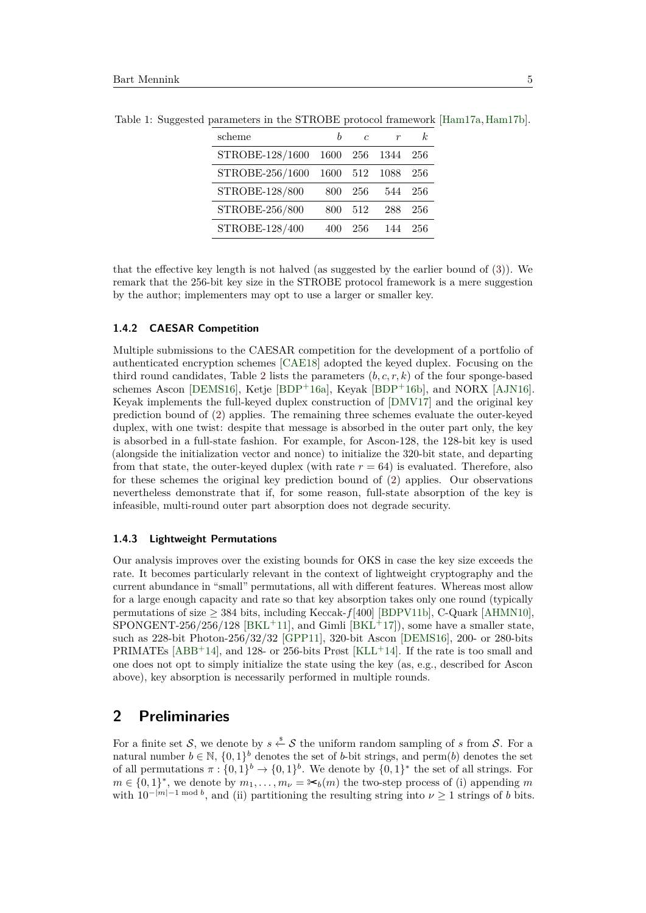Table 1: Suggested parameters in the STROBE protocol framework [Ham17a, Ham17b].

| scheme | $b$ | $c$ | $r$ | $k$ |
|---|---|---|---|---|
| STROBE-128/1600 | 1600 | 256 | 1344 | 256 |
| STROBE-256/1600 | 1600 | 512 | 1088 | 256 |
| STROBE-128/800 | 800 | 256 | 544 | 256 |
| STROBE-256/800 | 800 | 512 | 288 | 256 |
| STROBE-128/400 | 400 | 256 | 144 | 256 |

that the effective key length is not halved (as suggested by the earlier bound of (3)). We remark that the 256-bit key size in the STROBE protocol framework is a mere suggestion by the author; implementers may opt to use a larger or smaller key.

### 1.4.2 CAESAR Competition

Multiple submissions to the CAESAR competition for the development of a portfolio of authenticated encryption schemes [CAE18] adopted the keyed duplex. Focusing on the third round candidates, Table 2 lists the parameters $(b, c, r, k)$ of the four sponge-based schemes Ascon [DEMS16], Ketje [BDP+16a], Keyak [BDP+16b], and NORX [AJN16]. Keyak implements the full-keyed duplex construction of [DMV17] and the original key prediction bound of (2) applies. The remaining three schemes evaluate the outer-keyed duplex, with one twist: despite that message is absorbed in the outer part only, the key is absorbed in a full-state fashion. For example, for Ascon-128, the 128-bit key is used (alongside the initialization vector and nonce) to initialize the 320-bit state, and departing from that state, the outer-keyed duplex (with rate $r = 64$) is evaluated. Therefore, also for these schemes the original key prediction bound of (2) applies. Our observations nevertheless demonstrate that if, for some reason, full-state absorption of the key is infeasible, multi-round outer part absorption does not degrade security.

### 1.4.3 Lightweight Permutations

Our analysis improves over the existing bounds for OKS in case the key size exceeds the rate. It becomes particularly relevant in the context of lightweight cryptography and the current abundance in "small" permutations, all with different features. Whereas most allow for a large enough capacity and rate so that key absorption takes only one round (typically permutations of size $\geq 384$ bits, including Keccak-$f$[400] [BDPV11b], C-Quark [AHMN10], SPONGENT-256/256/128 [BKL+11], and Gimli [BKL+17]), some have a smaller state, such as 228-bit Photon-256/32/32 [GPP11], 320-bit Ascon [DEMS16], 200- or 280-bits PRIMATEs [ABB+14], and 128- or 256-bits Prøst [KLL+14]. If the rate is too small and one does not opt to simply initialize the state using the key (as, e.g., described for Ascon above), key absorption is necessarily performed in multiple rounds.

## 2 Preliminaries

For a finite set $\mathcal{S}$, we denote by $s \xleftarrow{\$} \mathcal{S}$ the uniform random sampling of $s$ from $\mathcal{S}$. For a natural number $b \in \mathbb{N}$, $\{0,1\}^b$ denotes the set of $b$-bit strings, and perm$(b)$ denotes the set of all permutations $\pi : \{0,1\}^b \to \{0,1\}^b$. We denote by $\{0,1\}^*$ the set of all strings. For $m \in \{0,1\}^*$, we denote by $m_1, \ldots, m_\nu = ✄_b(m)$ the two-step process of (i) appending $m$ with $10^{-|m|-1 \bmod b}$, and (ii) partitioning the resulting string into $\nu \geq 1$ strings of $b$ bits.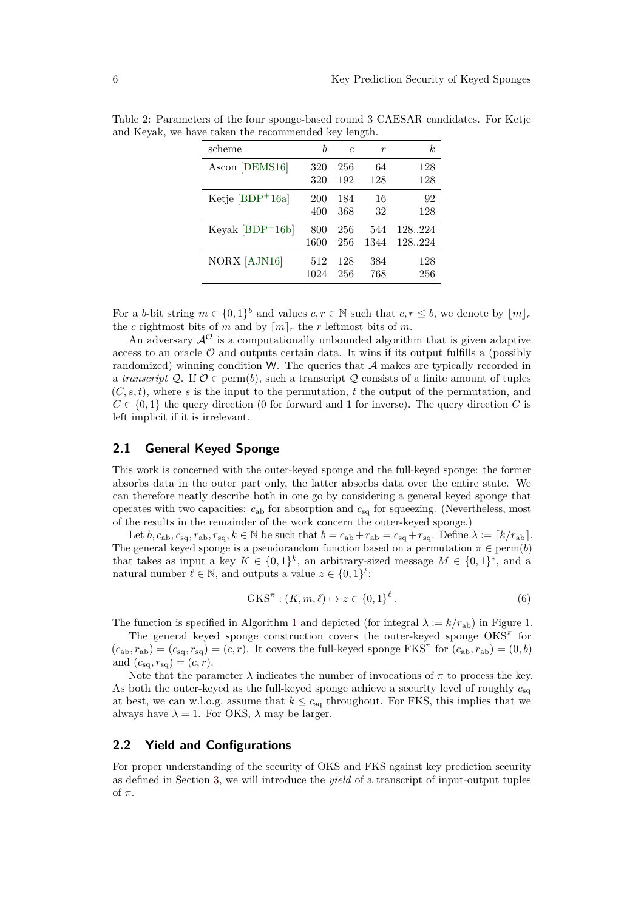Table 2: Parameters of the four sponge-based round 3 CAESAR candidates. For Ketje and Keyak, we have taken the recommended key length.

| scheme | $b$ | $c$ | $r$ | $k$ |
|---|---|---|---|---|
| Ascon [DEMS16] | 320 | 256 | 64 | 128 |
| | 320 | 192 | 128 | 128 |
| Ketje [BDP+16a] | 200 | 184 | 16 | 92 |
| | 400 | 368 | 32 | 128 |
| Keyak [BDP+16b] | 800 | 256 | 544 | 128..224 |
| | 1600 | 256 | 1344 | 128..224 |
| NORX [AJN16] | 512 | 128 | 384 | 128 |
| | 1024 | 256 | 768 | 256 |

For a $b$-bit string $m \in \{0,1\}^b$ and values $c, r \in \mathbb{N}$ such that $c, r \leq b$, we denote by $\lfloor m \rfloor_c$ the $c$ rightmost bits of $m$ and by $\lceil m \rceil_r$ the $r$ leftmost bits of $m$.

An adversary $\mathcal{A}^{\mathcal{O}}$ is a computationally unbounded algorithm that is given adaptive access to an oracle $\mathcal{O}$ and outputs certain data. It wins if its output fulfills a (possibly randomized) winning condition $\mathsf{W}$. The queries that $\mathcal{A}$ makes are typically recorded in a *transcript* $\mathcal{Q}$. If $\mathcal{O} \in \mathrm{perm}(b)$, such a transcript $\mathcal{Q}$ consists of a finite amount of tuples $(C, s, t)$, where $s$ is the input to the permutation, $t$ the output of the permutation, and $C \in \{0,1\}$ the query direction (0 for forward and 1 for inverse). The query direction $C$ is left implicit if it is irrelevant.

## 2.1 General Keyed Sponge

This work is concerned with the outer-keyed sponge and the full-keyed sponge: the former absorbs data in the outer part only, the latter absorbs data over the entire state. We can therefore neatly describe both in one go by considering a general keyed sponge that operates with two capacities: $c_{\mathrm{ab}}$ for absorption and $c_{\mathrm{sq}}$ for squeezing. (Nevertheless, most of the results in the remainder of the work concern the outer-keyed sponge.)

Let $b, c_{\mathrm{ab}}, c_{\mathrm{sq}}, r_{\mathrm{ab}}, r_{\mathrm{sq}}, k \in \mathbb{N}$ be such that $b = c_{\mathrm{ab}} + r_{\mathrm{ab}} = c_{\mathrm{sq}} + r_{\mathrm{sq}}$. Define $\lambda := \lceil k/r_{\mathrm{ab}} \rceil$. The general keyed sponge is a pseudorandom function based on a permutation $\pi \in \mathrm{perm}(b)$ that takes as input a key $K \in \{0,1\}^k$, an arbitrary-sized message $M \in \{0,1\}^*$, and a natural number $\ell \in \mathbb{N}$, and outputs a value $z \in \{0,1\}^\ell$:

$$\mathrm{GKS}^\pi : (K, m, \ell) \mapsto z \in \{0,1\}^\ell . \tag{6}$$

The function is specified in Algorithm 1 and depicted (for integral $\lambda := k/r_{\mathrm{ab}}$) in Figure 1.

The general keyed sponge construction covers the outer-keyed sponge $\mathrm{OKS}^\pi$ for $(c_{\mathrm{ab}}, r_{\mathrm{ab}}) = (c_{\mathrm{sq}}, r_{\mathrm{sq}}) = (c, r)$. It covers the full-keyed sponge $\mathrm{FKS}^\pi$ for $(c_{\mathrm{ab}}, r_{\mathrm{ab}}) = (0, b)$ and $(c_{\mathrm{sq}}, r_{\mathrm{sq}}) = (c, r)$.

Note that the parameter $\lambda$ indicates the number of invocations of $\pi$ to process the key. As both the outer-keyed as the full-keyed sponge achieve a security level of roughly $c_{\mathrm{sq}}$ at best, we can w.l.o.g. assume that $k \leq c_{\mathrm{sq}}$ throughout. For FKS, this implies that we always have $\lambda = 1$. For OKS, $\lambda$ may be larger.

## 2.2 Yield and Configurations

For proper understanding of the security of OKS and FKS against key prediction security as defined in Section 3, we will introduce the *yield* of a transcript of input-output tuples of $\pi$.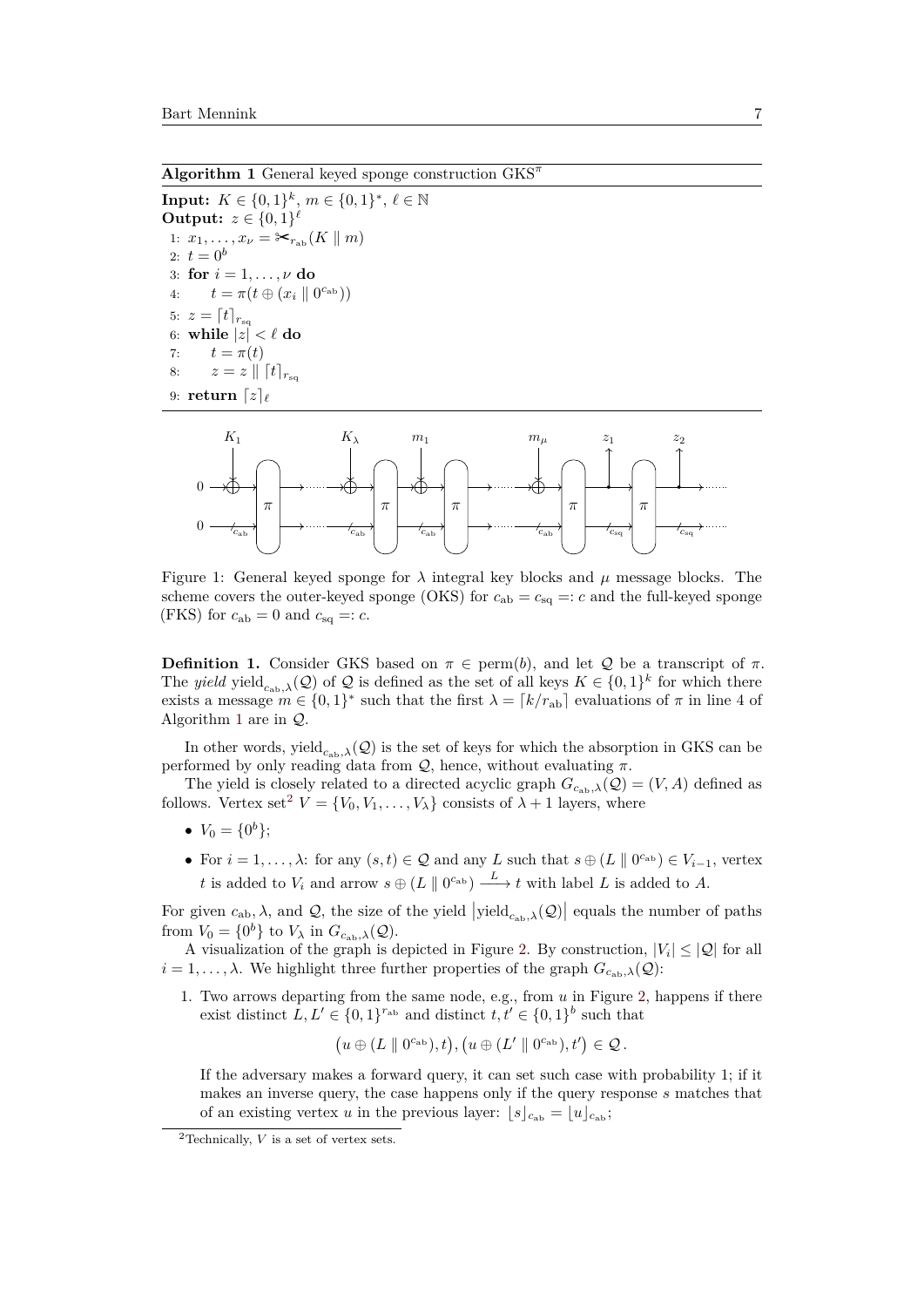**Algorithm 1** General keyed sponge construction $\mathrm{GKS}^\pi$

**Input:** $K \in \{0,1\}^k$, $m \in \{0,1\}^*$, $\ell \in \mathbb{N}$
**Output:** $z \in \{0,1\}^\ell$

```
1: x_1, ..., x_ν = ✂_{r_ab}(K ∥ m)
2: t = 0^b
3: for i = 1, ..., ν do
4:     t = π(t ⊕ (x_i ∥ 0^{c_ab}))
5: z = ⌈t⌉_{r_sq}
6: while |z| < ℓ do
7:     t = π(t)
8:     z = z ∥ ⌈t⌉_{r_sq}
9: return ⌈z⌉_ℓ
```

Figure 1: General keyed sponge for $\lambda$ integral key blocks and $\mu$ message blocks. The scheme covers the outer-keyed sponge (OKS) for $c_{\mathrm{ab}} = c_{\mathrm{sq}} =: c$ and the full-keyed sponge (FKS) for $c_{\mathrm{ab}} = 0$ and $c_{\mathrm{sq}} =: c$.

**Definition 1.** Consider GKS based on $\pi \in \mathrm{perm}(b)$, and let $\mathcal{Q}$ be a transcript of $\pi$. The *yield* $\mathrm{yield}_{c_{\mathrm{ab}},\lambda}(\mathcal{Q})$ of $\mathcal{Q}$ is defined as the set of all keys $K \in \{0,1\}^k$ for which there exists a message $m \in \{0,1\}^*$ such that the first $\lambda = \lceil k/r_{\mathrm{ab}} \rceil$ evaluations of $\pi$ in line 4 of Algorithm 1 are in $\mathcal{Q}$.

In other words, $\mathrm{yield}_{c_{\mathrm{ab}},\lambda}(\mathcal{Q})$ is the set of keys for which the absorption in GKS can be performed by only reading data from $\mathcal{Q}$, hence, without evaluating $\pi$.

The yield is closely related to a directed acyclic graph $G_{c_{\mathrm{ab}},\lambda}(\mathcal{Q}) = (V, A)$ defined as follows. Vertex set[2] $V = \{V_0, V_1, \ldots, V_\lambda\}$ consists of $\lambda + 1$ layers, where

- $V_0 = \{0^b\}$;
- For $i = 1, \ldots, \lambda$: for any $(s,t) \in \mathcal{Q}$ and any $L$ such that $s \oplus (L \parallel 0^{c_{\mathrm{ab}}}) \in V_{i-1}$, vertex $t$ is added to $V_i$ and arrow $s \oplus (L \parallel 0^{c_{\mathrm{ab}}}) \xrightarrow{L} t$ with label $L$ is added to $A$.

For given $c_{\mathrm{ab}}, \lambda$, and $\mathcal{Q}$, the size of the yield $\left|\mathrm{yield}_{c_{\mathrm{ab}},\lambda}(\mathcal{Q})\right|$ equals the number of paths from $V_0 = \{0^b\}$ to $V_\lambda$ in $G_{c_{\mathrm{ab}},\lambda}(\mathcal{Q})$.

A visualization of the graph is depicted in Figure 2. By construction, $|V_i| \le |\mathcal{Q}|$ for all $i = 1, \ldots, \lambda$. We highlight three further properties of the graph $G_{c_{\mathrm{ab}},\lambda}(\mathcal{Q})$:

1. Two arrows departing from the same node, e.g., from $u$ in Figure 2, happens if there exist distinct $L, L' \in \{0,1\}^{r_{\mathrm{ab}}}$ and distinct $t, t' \in \{0,1\}^b$ such that
$$\left(u \oplus (L \parallel 0^{c_{\mathrm{ab}}}), t\right), \left(u \oplus (L' \parallel 0^{c_{\mathrm{ab}}}), t'\right) \in \mathcal{Q}\,.$$
If the adversary makes a forward query, it can set such case with probability 1; if it makes an inverse query, the case happens only if the query response $s$ matches that of an existing vertex $u$ in the previous layer: $\lfloor s \rfloor_{c_{\mathrm{ab}}} = \lfloor u \rfloor_{c_{\mathrm{ab}}}$;

[2] Technically, $V$ is a set of vertex sets.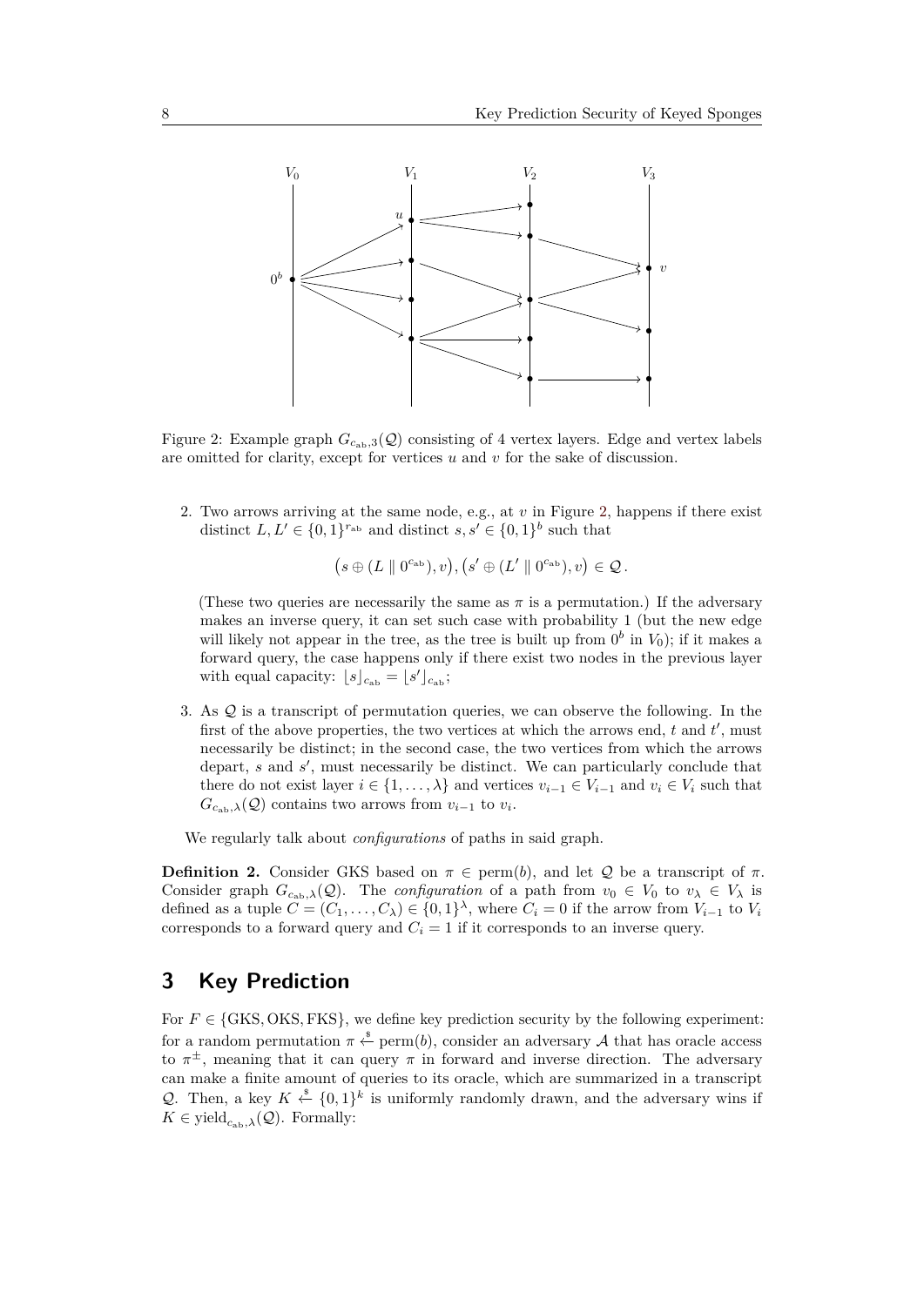Figure 2: Example graph $G_{c_{\mathrm{ab}},3}(\mathcal{Q})$ consisting of 4 vertex layers. Edge and vertex labels are omitted for clarity, except for vertices $u$ and $v$ for the sake of discussion.

2. Two arrows arriving at the same node, e.g., at $v$ in Figure 2, happens if there exist distinct $L, L' \in \{0,1\}^{r_{\mathrm{ab}}}$ and distinct $s, s' \in \{0,1\}^b$ such that

$$\big(s \oplus (L \parallel 0^{c_{\mathrm{ab}}}), v\big), \big(s' \oplus (L' \parallel 0^{c_{\mathrm{ab}}}), v\big) \in \mathcal{Q}\,.$$

(These two queries are necessarily the same as $\pi$ is a permutation.) If the adversary makes an inverse query, it can set such case with probability 1 (but the new edge will likely not appear in the tree, as the tree is built up from $0^b$ in $V_0$); if it makes a forward query, the case happens only if there exist two nodes in the previous layer with equal capacity: $\lfloor s \rfloor_{c_{\mathrm{ab}}} = \lfloor s' \rfloor_{c_{\mathrm{ab}}}$;

3. As $\mathcal{Q}$ is a transcript of permutation queries, we can observe the following. In the first of the above properties, the two vertices at which the arrows end, $t$ and $t'$, must necessarily be distinct; in the second case, the two vertices from which the arrows depart, $s$ and $s'$, must necessarily be distinct. We can particularly conclude that there do not exist layer $i \in \{1, \ldots, \lambda\}$ and vertices $v_{i-1} \in V_{i-1}$ and $v_i \in V_i$ such that $G_{c_{\mathrm{ab}},\lambda}(\mathcal{Q})$ contains two arrows from $v_{i-1}$ to $v_i$.

We regularly talk about *configurations* of paths in said graph.

**Definition 2.** Consider GKS based on $\pi \in \mathrm{perm}(b)$, and let $\mathcal{Q}$ be a transcript of $\pi$. Consider graph $G_{c_{\mathrm{ab}},\lambda}(\mathcal{Q})$. The *configuration* of a path from $v_0 \in V_0$ to $v_\lambda \in V_\lambda$ is defined as a tuple $C = (C_1, \ldots, C_\lambda) \in \{0,1\}^\lambda$, where $C_i = 0$ if the arrow from $V_{i-1}$ to $V_i$ corresponds to a forward query and $C_i = 1$ if it corresponds to an inverse query.

# 3 Key Prediction

For $F \in \{\mathrm{GKS}, \mathrm{OKS}, \mathrm{FKS}\}$, we define key prediction security by the following experiment: for a random permutation $\pi \xleftarrow{\$} \mathrm{perm}(b)$, consider an adversary $\mathcal{A}$ that has oracle access to $\pi^\pm$, meaning that it can query $\pi$ in forward and inverse direction. The adversary can make a finite amount of queries to its oracle, which are summarized in a transcript $\mathcal{Q}$. Then, a key $K \xleftarrow{\$} \{0,1\}^k$ is uniformly randomly drawn, and the adversary wins if $K \in \mathrm{yield}_{c_{\mathrm{ab}},\lambda}(\mathcal{Q})$. Formally: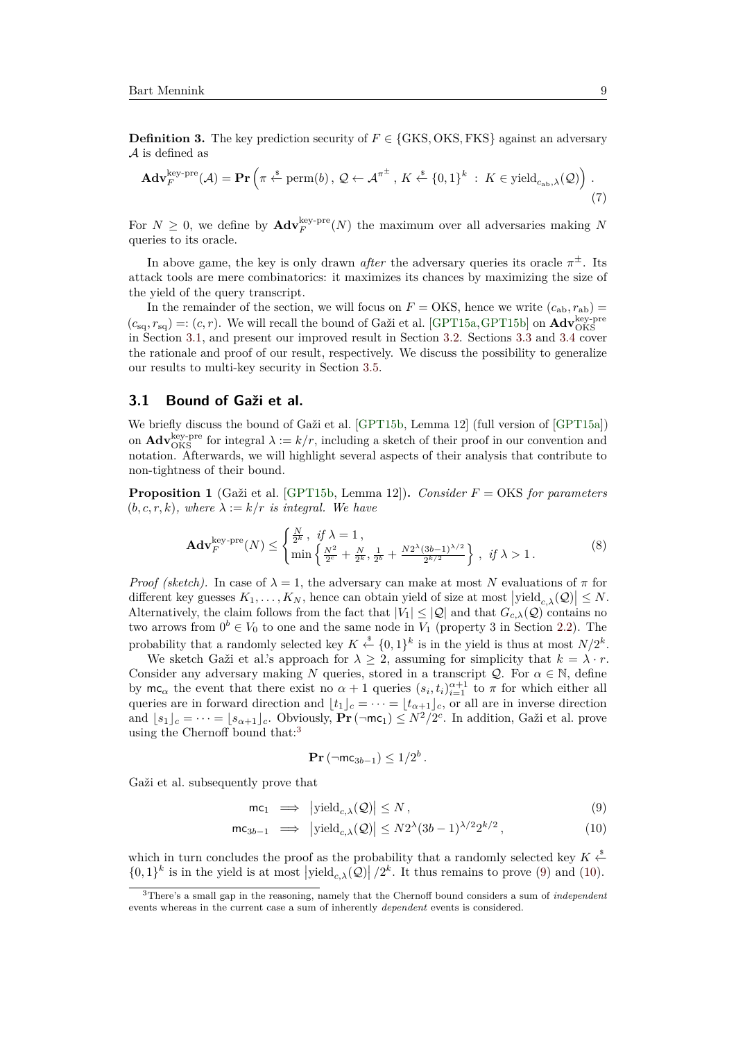**Definition 3.** The key prediction security of $F \in \{\text{GKS}, \text{OKS}, \text{FKS}\}$ against an adversary $\mathcal{A}$ is defined as

$$\mathbf{Adv}_F^{\text{key-pre}}(\mathcal{A}) = \mathbf{Pr}\left(\pi \xleftarrow{\$} \text{perm}(b)\,,\ \mathcal{Q} \leftarrow \mathcal{A}^{\pi^{\pm}}\,,\ K \xleftarrow{\$} \{0,1\}^k \ :\ K \in \text{yield}_{c_{\text{ab}},\lambda}(\mathcal{Q})\right)\,. \tag{7}$$

For $N \geq 0$, we define by $\mathbf{Adv}_F^{\text{key-pre}}(N)$ the maximum over all adversaries making $N$ queries to its oracle.

In above game, the key is only drawn *after* the adversary queries its oracle $\pi^{\pm}$. Its attack tools are mere combinatorics: it maximizes its chances by maximizing the size of the yield of the query transcript.

In the remainder of the section, we will focus on $F = \text{OKS}$, hence we write $(c_{\text{ab}}, r_{\text{ab}}) = (c_{\text{sq}}, r_{\text{sq}}) =: (c, r)$. We will recall the bound of Gaži et al. [GPT15a, GPT15b] on $\mathbf{Adv}_{\text{OKS}}^{\text{key-pre}}$ in Section 3.1, and present our improved result in Section 3.2. Sections 3.3 and 3.4 cover the rationale and proof of our result, respectively. We discuss the possibility to generalize our results to multi-key security in Section 3.5.

## 3.1 Bound of Gaži et al.

We briefly discuss the bound of Gaži et al. [GPT15b, Lemma 12] (full version of [GPT15a]) on $\mathbf{Adv}_{\text{OKS}}^{\text{key-pre}}$ for integral $\lambda := k/r$, including a sketch of their proof in our convention and notation. Afterwards, we will highlight several aspects of their analysis that contribute to non-tightness of their bound.

**Proposition 1** (Gaži et al. [GPT15b, Lemma 12])**.** *Consider $F = \text{OKS}$ for parameters $(b, c, r, k)$, where $\lambda := k/r$ is integral. We have*

$$\mathbf{Adv}_F^{\text{key-pre}}(N) \leq \begin{cases} \frac{N}{2^k}\,, & \text{if } \lambda = 1\,, \\ \min\left\{\frac{N^2}{2^c} + \frac{N}{2^k}, \frac{1}{2^b} + \frac{N 2^{\lambda}(3b-1)^{\lambda/2}}{2^{k/2}}\right\}\,, & \text{if } \lambda > 1\,. \end{cases} \tag{8}$$

*Proof (sketch).* In case of $\lambda = 1$, the adversary can make at most $N$ evaluations of $\pi$ for different key guesses $K_1, \ldots, K_N$, hence can obtain yield of size at most $\left|\text{yield}_{c,\lambda}(\mathcal{Q})\right| \leq N$. Alternatively, the claim follows from the fact that $|V_1| \leq |\mathcal{Q}|$ and that $G_{c,\lambda}(\mathcal{Q})$ contains no two arrows from $0^b \in V_0$ to one and the same node in $V_1$ (property 3 in Section 2.2). The probability that a randomly selected key $K \xleftarrow{\$} \{0,1\}^k$ is in the yield is thus at most $N/2^k$.

We sketch Gaži et al.'s approach for $\lambda \geq 2$, assuming for simplicity that $k = \lambda \cdot r$. Consider any adversary making $N$ queries, stored in a transcript $\mathcal{Q}$. For $\alpha \in \mathbb{N}$, define by $\mathsf{mc}_\alpha$ the event that there exist no $\alpha + 1$ queries $(s_i, t_i)_{i=1}^{\alpha+1}$ to $\pi$ for which either all queries are in forward direction and $\lfloor t_1 \rfloor_c = \cdots = \lfloor t_{\alpha+1} \rfloor_c$, or all are in inverse direction and $\lfloor s_1 \rfloor_c = \cdots = \lfloor s_{\alpha+1} \rfloor_c$. Obviously, $\mathbf{Pr}(\neg\mathsf{mc}_1) \leq N^2/2^c$. In addition, Gaži et al. prove using the Chernoff bound that:[3]

$$\mathbf{Pr}(\neg\mathsf{mc}_{3b-1}) \leq 1/2^b\,.$$

Gaži et al. subsequently prove that

$$\mathsf{mc}_1 \implies \left|\text{yield}_{c,\lambda}(\mathcal{Q})\right| \leq N\,, \tag{9}$$

$$\mathsf{mc}_{3b-1} \implies \left|\text{yield}_{c,\lambda}(\mathcal{Q})\right| \leq N 2^{\lambda}(3b-1)^{\lambda/2} 2^{k/2}\,, \tag{10}$$

which in turn concludes the proof as the probability that a randomly selected key $K \xleftarrow{\$} \{0,1\}^k$ is in the yield is at most $\left|\text{yield}_{c,\lambda}(\mathcal{Q})\right|/2^k$. It thus remains to prove (9) and (10).

[3] There's a small gap in the reasoning, namely that the Chernoff bound considers a sum of *independent* events whereas in the current case a sum of inherently *dependent* events is considered.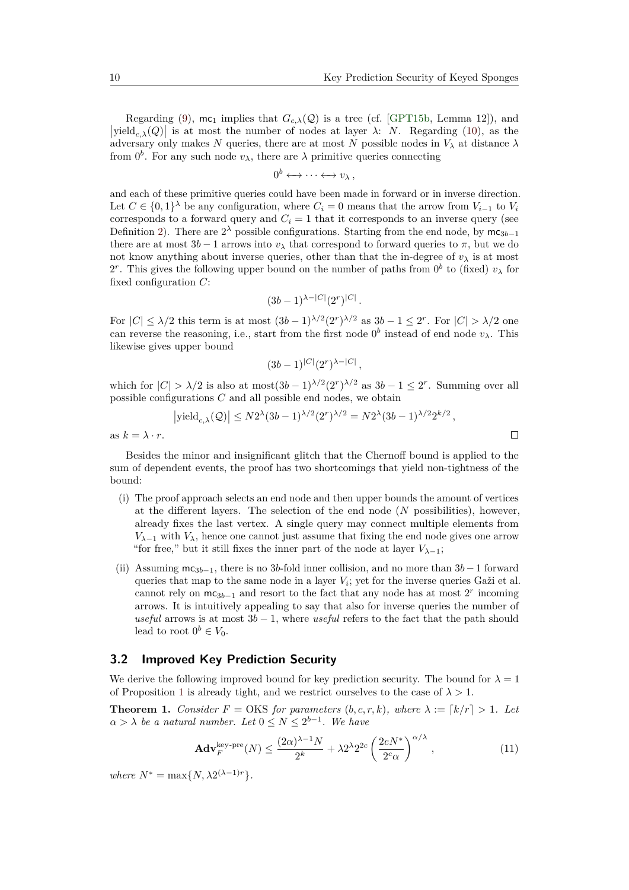Regarding (9), $\mathsf{mc}_1$ implies that $G_{c,\lambda}(\mathcal{Q})$ is a tree (cf. [GPT15b, Lemma 12]), and $\left|\text{yield}_{c,\lambda}(Q)\right|$ is at most the number of nodes at layer $\lambda$: $N$. Regarding (10), as the adversary only makes $N$ queries, there are at most $N$ possible nodes in $V_\lambda$ at distance $\lambda$ from $0^b$. For any such node $v_\lambda$, there are $\lambda$ primitive queries connecting

$$0^b \longleftrightarrow \cdots \longleftrightarrow v_\lambda\,,$$

and each of these primitive queries could have been made in forward or in inverse direction. Let $C \in \{0,1\}^\lambda$ be any configuration, where $C_i = 0$ means that the arrow from $V_{i-1}$ to $V_i$ corresponds to a forward query and $C_i = 1$ that it corresponds to an inverse query (see Definition 2). There are $2^\lambda$ possible configurations. Starting from the end node, by $\mathsf{mc}_{3b-1}$ there are at most $3b-1$ arrows into $v_\lambda$ that correspond to forward queries to $\pi$, but we do not know anything about inverse queries, other than that the in-degree of $v_\lambda$ is at most $2^r$. This gives the following upper bound on the number of paths from $0^b$ to (fixed) $v_\lambda$ for fixed configuration $C$:

$$(3b-1)^{\lambda-|C|}(2^r)^{|C|}\,.$$

For $|C| \leq \lambda/2$ this term is at most $(3b-1)^{\lambda/2}(2^r)^{\lambda/2}$ as $3b-1 \leq 2^r$. For $|C| > \lambda/2$ one can reverse the reasoning, i.e., start from the first node $0^b$ instead of end node $v_\lambda$. This likewise gives upper bound

$$(3b-1)^{|C|}(2^r)^{\lambda-|C|}\,,$$

which for $|C| > \lambda/2$ is also at most$(3b-1)^{\lambda/2}(2^r)^{\lambda/2}$ as $3b-1 \leq 2^r$. Summing over all possible configurations $C$ and all possible end nodes, we obtain

$$\left|\text{yield}_{c,\lambda}(\mathcal{Q})\right| \leq N2^\lambda(3b-1)^{\lambda/2}(2^r)^{\lambda/2} = N2^\lambda(3b-1)^{\lambda/2}2^{k/2}\,,$$

as $k = \lambda \cdot r$. $\square$

Besides the minor and insignificant glitch that the Chernoff bound is applied to the sum of dependent events, the proof has two shortcomings that yield non-tightness of the bound:

(i) The proof approach selects an end node and then upper bounds the amount of vertices at the different layers. The selection of the end node ($N$ possibilities), however, already fixes the last vertex. A single query may connect multiple elements from $V_{\lambda-1}$ with $V_\lambda$, hence one cannot just assume that fixing the end node gives one arrow "for free," but it still fixes the inner part of the node at layer $V_{\lambda-1}$;

(ii) Assuming $\mathsf{mc}_{3b-1}$, there is no $3b$-fold inner collision, and no more than $3b-1$ forward queries that map to the same node in a layer $V_i$; yet for the inverse queries Gaži et al. cannot rely on $\mathsf{mc}_{3b-1}$ and resort to the fact that any node has at most $2^r$ incoming arrows. It is intuitively appealing to say that also for inverse queries the number of *useful* arrows is at most $3b-1$, where *useful* refers to the fact that the path should lead to root $0^b \in V_0$.

## 3.2 Improved Key Prediction Security

We derive the following improved bound for key prediction security. The bound for $\lambda = 1$ of Proposition 1 is already tight, and we restrict ourselves to the case of $\lambda > 1$.

**Theorem 1.** *Consider $F = \text{OKS}$ for parameters $(b,c,r,k)$, where $\lambda := \lceil k/r \rceil > 1$. Let $\alpha > \lambda$ be a natural number. Let $0 \leq N \leq 2^{b-1}$. We have*

$$\mathbf{Adv}_F^{\text{key-pre}}(N) \leq \frac{(2\alpha)^{\lambda-1}N}{2^k} + \lambda 2^\lambda 2^{2c}\left(\frac{2eN^*}{2^c\alpha}\right)^{\alpha/\lambda}\,, \tag{11}$$

*where $N^* = \max\{N, \lambda 2^{(\lambda-1)r}\}$.*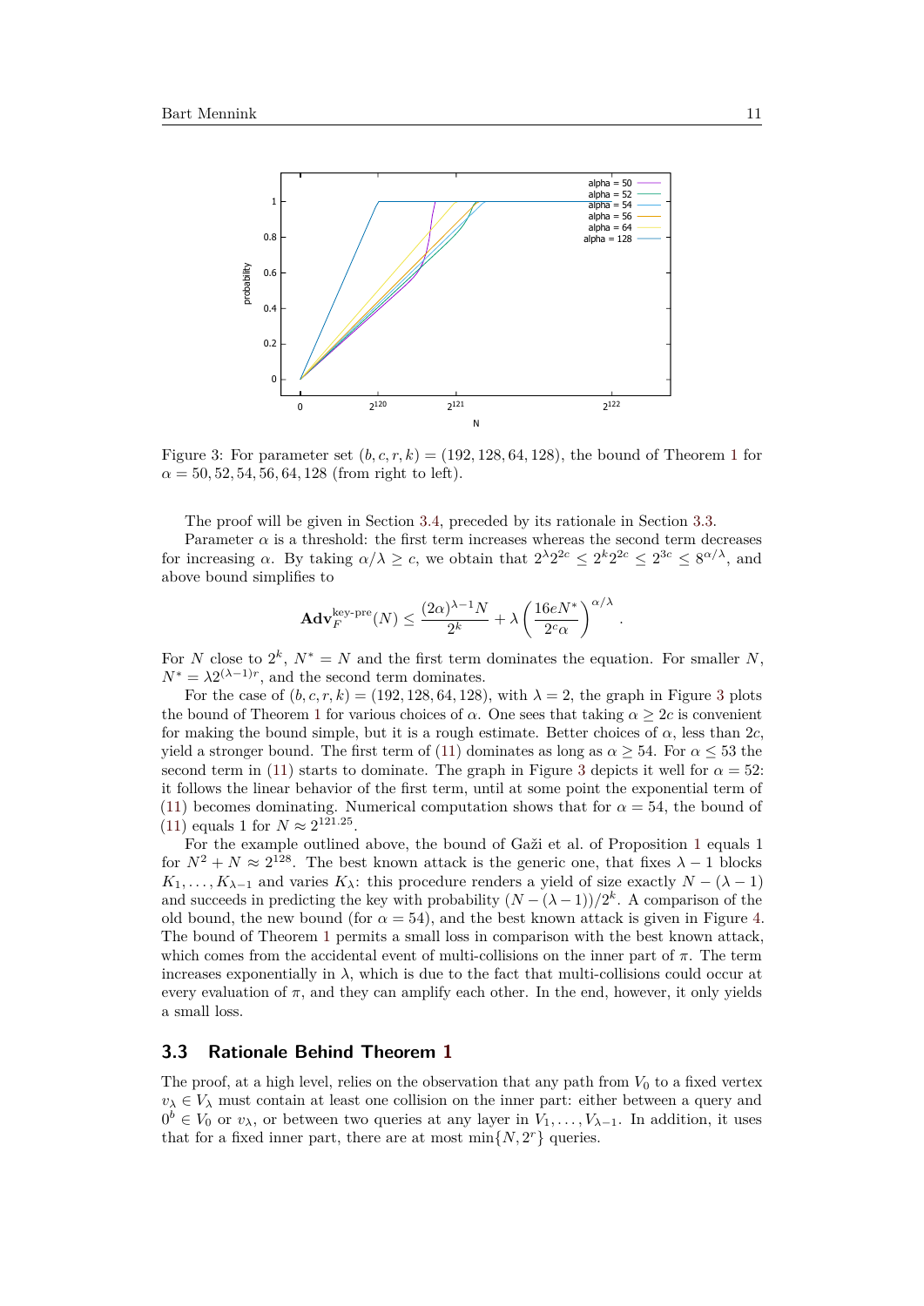Figure 3: For parameter set $(b, c, r, k) = (192, 128, 64, 128)$, the bound of Theorem 1 for $\alpha = 50, 52, 54, 56, 64, 128$ (from right to left).

The proof will be given in Section 3.4, preceded by its rationale in Section 3.3.

Parameter $\alpha$ is a threshold: the first term increases whereas the second term decreases for increasing $\alpha$. By taking $\alpha/\lambda \geq c$, we obtain that $2^\lambda 2^{2c} \leq 2^k 2^{2c} \leq 2^{3c} \leq 8^{\alpha/\lambda}$, and above bound simplifies to

$$\mathbf{Adv}_F^{\text{key-pre}}(N) \leq \frac{(2\alpha)^{\lambda-1}N}{2^k} + \lambda\left(\frac{16eN^*}{2^c\alpha}\right)^{\alpha/\lambda}.$$

For $N$ close to $2^k$, $N^* = N$ and the first term dominates the equation. For smaller $N$, $N^* = \lambda 2^{(\lambda-1)r}$, and the second term dominates.

For the case of $(b, c, r, k) = (192, 128, 64, 128)$, with $\lambda = 2$, the graph in Figure 3 plots the bound of Theorem 1 for various choices of $\alpha$. One sees that taking $\alpha \geq 2c$ is convenient for making the bound simple, but it is a rough estimate. Better choices of $\alpha$, less than $2c$, yield a stronger bound. The first term of (11) dominates as long as $\alpha \geq 54$. For $\alpha \leq 53$ the second term in (11) starts to dominate. The graph in Figure 3 depicts it well for $\alpha = 52$: it follows the linear behavior of the first term, until at some point the exponential term of (11) becomes dominating. Numerical computation shows that for $\alpha = 54$, the bound of (11) equals 1 for $N \approx 2^{121.25}$.

For the example outlined above, the bound of Gaži et al. of Proposition 1 equals 1 for $N^2 + N \approx 2^{128}$. The best known attack is the generic one, that fixes $\lambda - 1$ blocks $K_1, \ldots, K_{\lambda-1}$ and varies $K_\lambda$: this procedure renders a yield of size exactly $N - (\lambda - 1)$ and succeeds in predicting the key with probability $(N - (\lambda - 1))/2^k$. A comparison of the old bound, the new bound (for $\alpha = 54$), and the best known attack is given in Figure 4. The bound of Theorem 1 permits a small loss in comparison with the best known attack, which comes from the accidental event of multi-collisions on the inner part of $\pi$. The term increases exponentially in $\lambda$, which is due to the fact that multi-collisions could occur at every evaluation of $\pi$, and they can amplify each other. In the end, however, it only yields a small loss.

### 3.3 Rationale Behind Theorem 1

The proof, at a high level, relies on the observation that any path from $V_0$ to a fixed vertex $v_\lambda \in V_\lambda$ must contain at least one collision on the inner part: either between a query and $0^b \in V_0$ or $v_\lambda$, or between two queries at any layer in $V_1, \ldots, V_{\lambda-1}$. In addition, it uses that for a fixed inner part, there are at most $\min\{N, 2^r\}$ queries.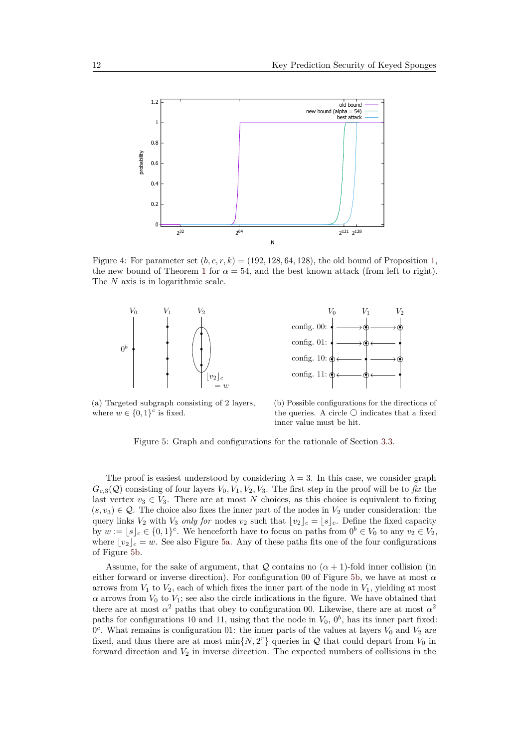Figure 4: For parameter set $(b, c, r, k) = (192, 128, 64, 128)$, the old bound of Proposition 1, the new bound of Theorem 1 for $\alpha = 54$, and the best known attack (from left to right). The $N$ axis is in logarithmic scale.

(a) Targeted subgraph consisting of 2 layers, where $w \in \{0,1\}^c$ is fixed.

(b) Possible configurations for the directions of the queries. A circle ◯ indicates that a fixed inner value must be hit.

Figure 5: Graph and configurations for the rationale of Section 3.3.

The proof is easiest understood by considering $\lambda = 3$. In this case, we consider graph $G_{c,3}(\mathcal{Q})$ consisting of four layers $V_0, V_1, V_2, V_3$. The first step in the proof will be to *fix* the last vertex $v_3 \in V_3$. There are at most $N$ choices, as this choice is equivalent to fixing $(s, v_3) \in \mathcal{Q}$. The choice also fixes the inner part of the nodes in $V_2$ under consideration: the query links $V_2$ with $V_3$ *only for* nodes $v_2$ such that $\lfloor v_2 \rfloor_c = \lfloor s \rfloor_c$. Define the fixed capacity by $w := \lfloor s \rfloor_c \in \{0,1\}^c$. We henceforth have to focus on paths from $0^b \in V_0$ to any $v_2 \in V_2$, where $\lfloor v_2 \rfloor_c = w$. See also Figure 5a. Any of these paths fits one of the four configurations of Figure 5b.

Assume, for the sake of argument, that $\mathcal{Q}$ contains no $(\alpha+1)$-fold inner collision (in either forward or inverse direction). For configuration 00 of Figure 5b, we have at most $\alpha$ arrows from $V_1$ to $V_2$, each of which fixes the inner part of the node in $V_1$, yielding at most $\alpha$ arrows from $V_0$ to $V_1$; see also the circle indications in the figure. We have obtained that there are at most $\alpha^2$ paths that obey to configuration 00. Likewise, there are at most $\alpha^2$ paths for configurations 10 and 11, using that the node in $V_0$, $0^b$, has its inner part fixed: $0^c$. What remains is configuration 01: the inner parts of the values at layers $V_0$ and $V_2$ are fixed, and thus there are at most $\min\{N, 2^r\}$ queries in $\mathcal{Q}$ that could depart from $V_0$ in forward direction and $V_2$ in inverse direction. The expected numbers of collisions in the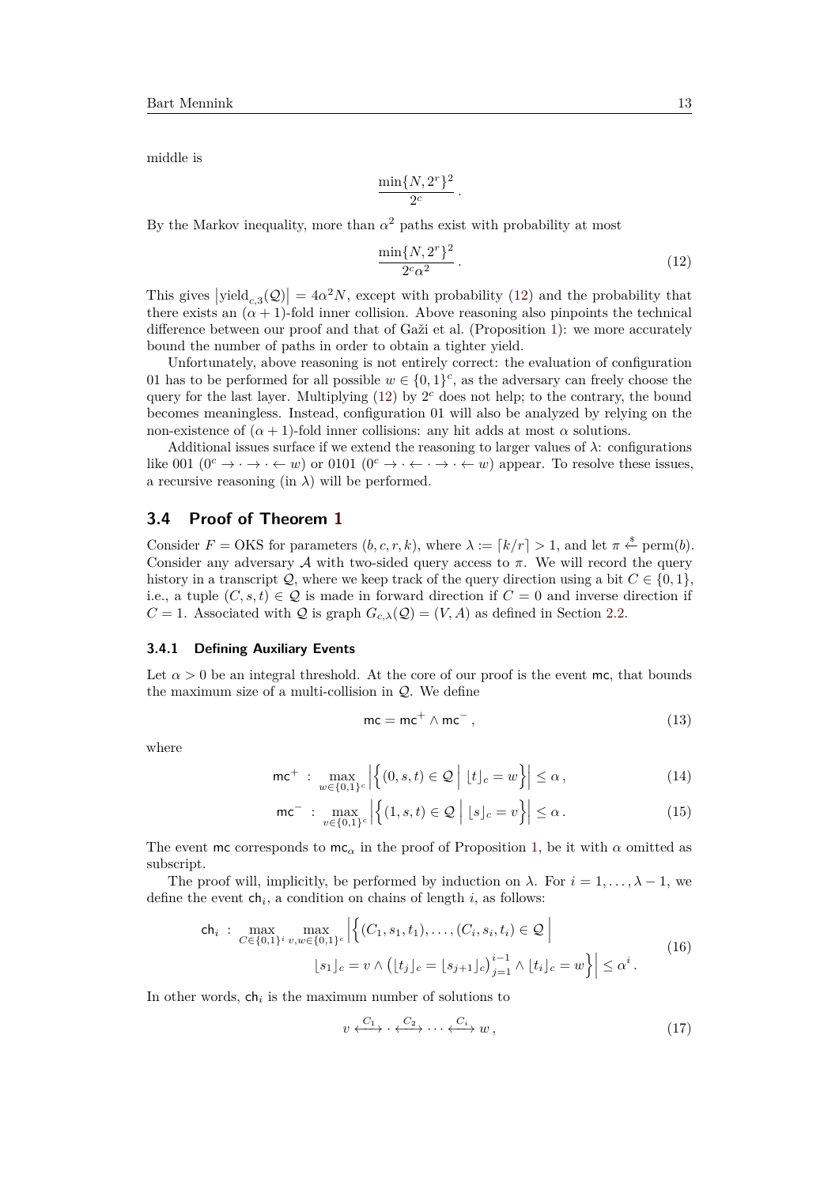middle is

$$\frac{\min\{N, 2^r\}^2}{2^c}\,.$$

By the Markov inequality, more than $\alpha^2$ paths exist with probability at most

$$\frac{\min\{N, 2^r\}^2}{2^c \alpha^2}\,. \tag{12}$$

This gives $\left|\text{yield}_{c,3}(\mathcal{Q})\right| = 4\alpha^2 N$, except with probability (12) and the probability that there exists an $(\alpha+1)$-fold inner collision. Above reasoning also pinpoints the technical difference between our proof and that of Gaži et al. (Proposition 1): we more accurately bound the number of paths in order to obtain a tighter yield.

Unfortunately, above reasoning is not entirely correct: the evaluation of configuration 01 has to be performed for all possible $w \in \{0,1\}^c$, as the adversary can freely choose the query for the last layer. Multiplying (12) by $2^c$ does not help; to the contrary, the bound becomes meaningless. Instead, configuration 01 will also be analyzed by relying on the non-existence of $(\alpha+1)$-fold inner collisions: any hit adds at most $\alpha$ solutions.

Additional issues surface if we extend the reasoning to larger values of $\lambda$: configurations like 001 ($0^c \to \cdot \to \cdot \leftarrow w$) or 0101 ($0^c \to \cdot \leftarrow \cdot \to \cdot \leftarrow w$) appear. To resolve these issues, a recursive reasoning (in $\lambda$) will be performed.

## 3.4 Proof of Theorem 1

Consider $F = \text{OKS}$ for parameters $(b, c, r, k)$, where $\lambda := \lceil k/r \rceil > 1$, and let $\pi \xleftarrow{\$} \text{perm}(b)$. Consider any adversary $\mathcal{A}$ with two-sided query access to $\pi$. We will record the query history in a transcript $\mathcal{Q}$, where we keep track of the query direction using a bit $C \in \{0,1\}$, i.e., a tuple $(C, s, t) \in \mathcal{Q}$ is made in forward direction if $C = 0$ and inverse direction if $C = 1$. Associated with $\mathcal{Q}$ is graph $G_{c,\lambda}(\mathcal{Q}) = (V, A)$ as defined in Section 2.2.

### 3.4.1 Defining Auxiliary Events

Let $\alpha > 0$ be an integral threshold. At the core of our proof is the event $\mathsf{mc}$, that bounds the maximum size of a multi-collision in $\mathcal{Q}$. We define

$$\mathsf{mc} = \mathsf{mc}^+ \wedge \mathsf{mc}^-\,, \tag{13}$$

where

$$\mathsf{mc}^+ \;:\; \max_{w \in \{0,1\}^c} \left|\left\{(0, s, t) \in \mathcal{Q} \;\middle|\; \lfloor t \rfloor_c = w\right\}\right| \le \alpha\,, \tag{14}$$

$$\mathsf{mc}^- \;:\; \max_{v \in \{0,1\}^c} \left|\left\{(1, s, t) \in \mathcal{Q} \;\middle|\; \lfloor s \rfloor_c = v\right\}\right| \le \alpha\,. \tag{15}$$

The event $\mathsf{mc}$ corresponds to $\mathsf{mc}_\alpha$ in the proof of Proposition 1, be it with $\alpha$ omitted as subscript.

The proof will, implicitly, be performed by induction on $\lambda$. For $i = 1, \ldots, \lambda - 1$, we define the event $\mathsf{ch}_i$, a condition on chains of length $i$, as follows:

$$\begin{aligned} \mathsf{ch}_i \;:\; \max_{C \in \{0,1\}^i} \max_{v,w \in \{0,1\}^c} \Big|\Big\{&(C_1, s_1, t_1), \ldots, (C_i, s_i, t_i) \in \mathcal{Q} \;\Big| \\ &\lfloor s_1 \rfloor_c = v \wedge \left(\lfloor t_j \rfloor_c = \lfloor s_{j+1} \rfloor_c\right)_{j=1}^{i-1} \wedge \lfloor t_i \rfloor_c = w\Big\}\Big| \le \alpha^i\,. \end{aligned} \tag{16}$$

In other words, $\mathsf{ch}_i$ is the maximum number of solutions to

$$v \xleftrightarrow{C_1} \cdot \xleftrightarrow{C_2} \cdots \xleftrightarrow{C_i} w\,, \tag{17}$$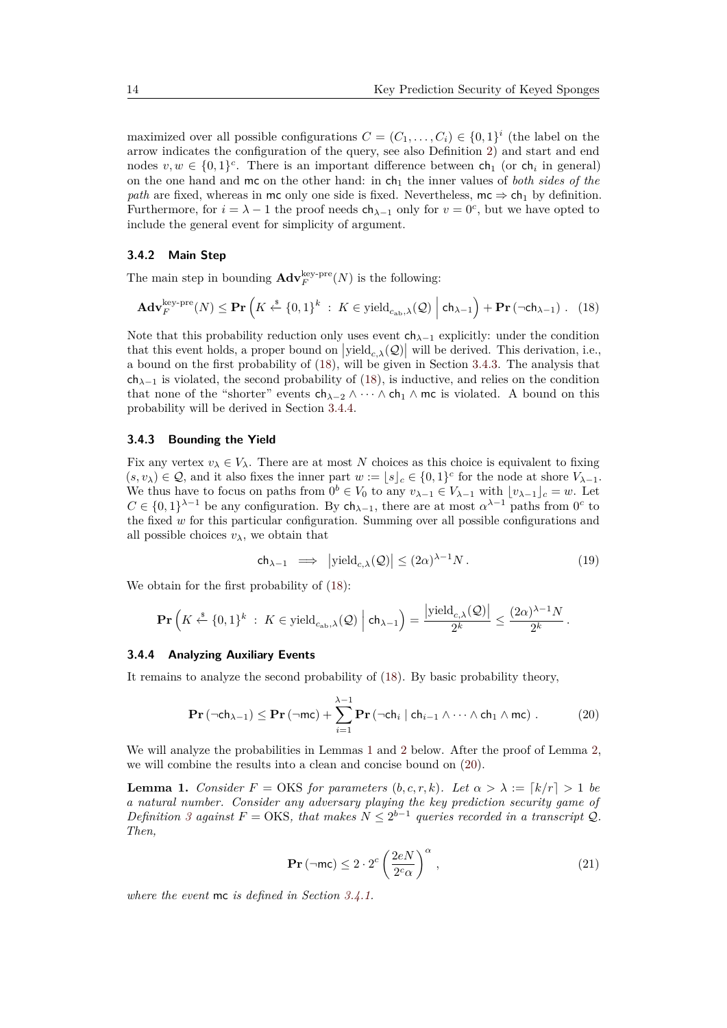maximized over all possible configurations $C = (C_1, \dots, C_i) \in \{0,1\}^i$ (the label on the arrow indicates the configuration of the query, see also Definition 2) and start and end nodes $v, w \in \{0,1\}^c$. There is an important difference between $\mathsf{ch}_1$ (or $\mathsf{ch}_i$ in general) on the one hand and $\mathsf{mc}$ on the other hand: in $\mathsf{ch}_1$ the inner values of *both sides of the path* are fixed, whereas in $\mathsf{mc}$ only one side is fixed. Nevertheless, $\mathsf{mc} \Rightarrow \mathsf{ch}_1$ by definition. Furthermore, for $i = \lambda - 1$ the proof needs $\mathsf{ch}_{\lambda-1}$ only for $v = 0^c$, but we have opted to include the general event for simplicity of argument.

### 3.4.2 Main Step

The main step in bounding $\mathbf{Adv}_F^{\text{key-pre}}(N)$ is the following:

$$\mathbf{Adv}_F^{\text{key-pre}}(N) \le \mathbf{Pr}\left(K \xleftarrow{\$} \{0,1\}^k \;:\; K \in \text{yield}_{c_{\text{ab}},\lambda}(\mathcal{Q}) \;\middle|\; \mathsf{ch}_{\lambda-1}\right) + \mathbf{Pr}\left(\neg \mathsf{ch}_{\lambda-1}\right) . \quad (18)$$

Note that this probability reduction only uses event $\mathsf{ch}_{\lambda-1}$ explicitly: under the condition that this event holds, a proper bound on $\left|\text{yield}_{c,\lambda}(\mathcal{Q})\right|$ will be derived. This derivation, i.e., a bound on the first probability of (18), will be given in Section 3.4.3. The analysis that $\mathsf{ch}_{\lambda-1}$ is violated, the second probability of (18), is inductive, and relies on the condition that none of the "shorter" events $\mathsf{ch}_{\lambda-2} \wedge \cdots \wedge \mathsf{ch}_1 \wedge \mathsf{mc}$ is violated. A bound on this probability will be derived in Section 3.4.4.

### 3.4.3 Bounding the Yield

Fix any vertex $v_\lambda \in V_\lambda$. There are at most $N$ choices as this choice is equivalent to fixing $(s, v_\lambda) \in \mathcal{Q}$, and it also fixes the inner part $w := \lfloor s \rfloor_c \in \{0,1\}^c$ for the node at shore $V_{\lambda-1}$. We thus have to focus on paths from $0^b \in V_0$ to any $v_{\lambda-1} \in V_{\lambda-1}$ with $\lfloor v_{\lambda-1} \rfloor_c = w$. Let $C \in \{0,1\}^{\lambda-1}$ be any configuration. By $\mathsf{ch}_{\lambda-1}$, there are at most $\alpha^{\lambda-1}$ paths from $0^c$ to the fixed $w$ for this particular configuration. Summing over all possible configurations and all possible choices $v_\lambda$, we obtain that

$$\mathsf{ch}_{\lambda-1} \implies \left|\text{yield}_{c,\lambda}(\mathcal{Q})\right| \le (2\alpha)^{\lambda-1} N . \quad (19)$$

We obtain for the first probability of (18):

$$\mathbf{Pr}\left(K \xleftarrow{\$} \{0,1\}^k \;:\; K \in \text{yield}_{c_{\text{ab}},\lambda}(\mathcal{Q}) \;\middle|\; \mathsf{ch}_{\lambda-1}\right) = \frac{\left|\text{yield}_{c,\lambda}(\mathcal{Q})\right|}{2^k} \le \frac{(2\alpha)^{\lambda-1} N}{2^k} .$$

### 3.4.4 Analyzing Auxiliary Events

It remains to analyze the second probability of (18). By basic probability theory,

$$\mathbf{Pr}\left(\neg \mathsf{ch}_{\lambda-1}\right) \le \mathbf{Pr}\left(\neg \mathsf{mc}\right) + \sum_{i=1}^{\lambda-1} \mathbf{Pr}\left(\neg \mathsf{ch}_i \mid \mathsf{ch}_{i-1} \wedge \cdots \wedge \mathsf{ch}_1 \wedge \mathsf{mc}\right) . \quad (20)$$

We will analyze the probabilities in Lemmas 1 and 2 below. After the proof of Lemma 2, we will combine the results into a clean and concise bound on (20).

**Lemma 1.** *Consider $F = \text{OKS}$ for parameters $(b, c, r, k)$. Let $\alpha > \lambda := \lceil k/r \rceil > 1$ be a natural number. Consider any adversary playing the key prediction security game of Definition 3 against $F = \text{OKS}$, that makes $N \le 2^{b-1}$ queries recorded in a transcript $\mathcal{Q}$. Then,*

$$\mathbf{Pr}\left(\neg \mathsf{mc}\right) \le 2 \cdot 2^c \left(\frac{2eN}{2^c \alpha}\right)^\alpha , \quad (21)$$

*where the event $\mathsf{mc}$ is defined in Section 3.4.1.*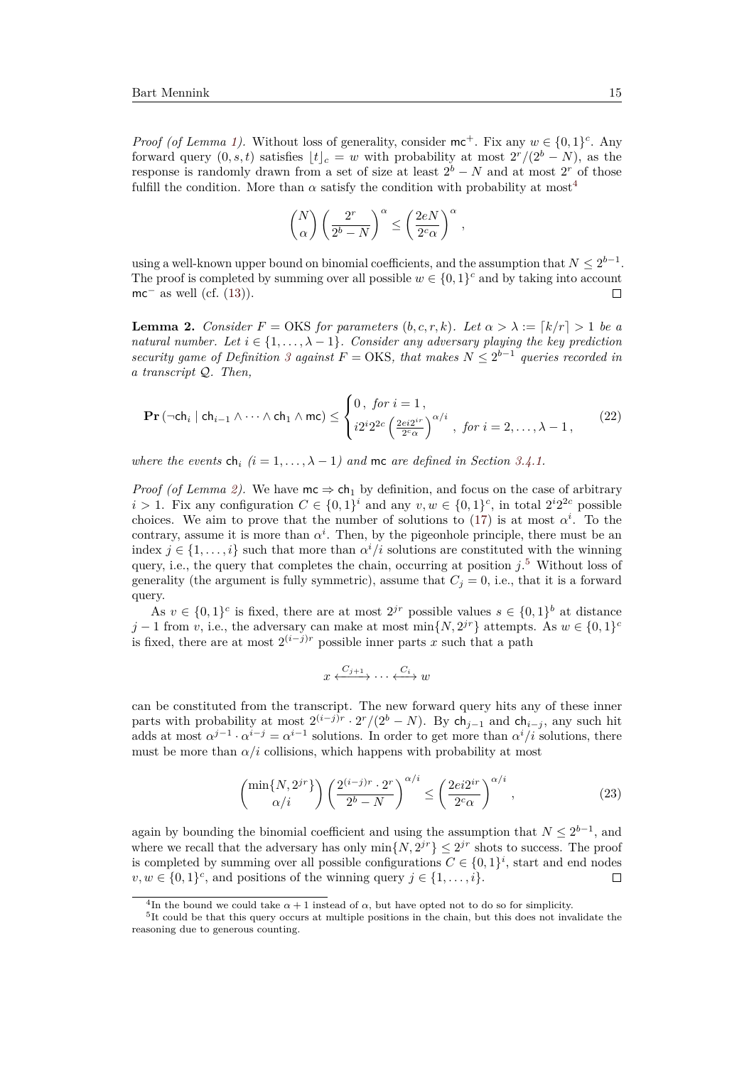*Proof (of Lemma 1).* Without loss of generality, consider $\mathsf{mc}^+$. Fix any $w \in \{0,1\}^c$. Any forward query $(0, s, t)$ satisfies $\lfloor t \rfloor_c = w$ with probability at most $2^r/(2^b - N)$, as the response is randomly drawn from a set of size at least $2^b - N$ and at most $2^r$ of those fulfill the condition. More than $\alpha$ satisfy the condition with probability at most[4]

$$\binom{N}{\alpha}\left(\frac{2^r}{2^b - N}\right)^{\alpha} \leq \left(\frac{2eN}{2^c \alpha}\right)^{\alpha},$$

using a well-known upper bound on binomial coefficients, and the assumption that $N \leq 2^{b-1}$. The proof is completed by summing over all possible $w \in \{0,1\}^c$ and by taking into account $\mathsf{mc}^-$ as well (cf. (13)). □

**Lemma 2.** *Consider $F = \text{OKS}$ for parameters $(b, c, r, k)$. Let $\alpha > \lambda := \lceil k/r \rceil > 1$ be a natural number. Let $i \in \{1, \ldots, \lambda - 1\}$. Consider any adversary playing the key prediction security game of Definition 3 against $F = \text{OKS}$, that makes $N \leq 2^{b-1}$ queries recorded in a transcript $\mathcal{Q}$. Then,*

$$\mathbf{Pr}\left(\neg \mathsf{ch}_i \mid \mathsf{ch}_{i-1} \wedge \cdots \wedge \mathsf{ch}_1 \wedge \mathsf{mc}\right) \leq \begin{cases} 0\,, & \text{for } i = 1\,, \\ i 2^i 2^{2c} \left(\frac{2ei2^{ir}}{2^c \alpha}\right)^{\alpha/i}\,, & \text{for } i = 2, \ldots, \lambda - 1\,, \end{cases} \tag{22}$$

*where the events $\mathsf{ch}_i$ $(i = 1, \ldots, \lambda - 1)$ and $\mathsf{mc}$ are defined in Section 3.4.1.*

*Proof (of Lemma 2).* We have $\mathsf{mc} \Rightarrow \mathsf{ch}_1$ by definition, and focus on the case of arbitrary $i > 1$. Fix any configuration $C \in \{0,1\}^i$ and any $v, w \in \{0,1\}^c$, in total $2^i 2^{2c}$ possible choices. We aim to prove that the number of solutions to (17) is at most $\alpha^i$. To the contrary, assume it is more than $\alpha^i$. Then, by the pigeonhole principle, there must be an index $j \in \{1, \ldots, i\}$ such that more than $\alpha^i/i$ solutions are constituted with the winning query, i.e., the query that completes the chain, occurring at position $j$.[5] Without loss of generality (the argument is fully symmetric), assume that $C_j = 0$, i.e., that it is a forward query.

As $v \in \{0,1\}^c$ is fixed, there are at most $2^{jr}$ possible values $s \in \{0,1\}^b$ at distance $j - 1$ from $v$, i.e., the adversary can make at most $\min\{N, 2^{jr}\}$ attempts. As $w \in \{0,1\}^c$ is fixed, there are at most $2^{(i-j)r}$ possible inner parts $x$ such that a path

$$x \xleftrightarrow{C_{j+1}} \cdots \xleftrightarrow{C_i} w$$

can be constituted from the transcript. The new forward query hits any of these inner parts with probability at most $2^{(i-j)r} \cdot 2^r/(2^b - N)$. By $\mathsf{ch}_{j-1}$ and $\mathsf{ch}_{i-j}$, any such hit adds at most $\alpha^{j-1} \cdot \alpha^{i-j} = \alpha^{i-1}$ solutions. In order to get more than $\alpha^i/i$ solutions, there must be more than $\alpha/i$ collisions, which happens with probability at most

$$\binom{\min\{N, 2^{jr}\}}{\alpha/i}\left(\frac{2^{(i-j)r} \cdot 2^r}{2^b - N}\right)^{\alpha/i} \leq \left(\frac{2ei2^{ir}}{2^c \alpha}\right)^{\alpha/i}, \tag{23}$$

again by bounding the binomial coefficient and using the assumption that $N \leq 2^{b-1}$, and where we recall that the adversary has only $\min\{N, 2^{jr}\} \leq 2^{jr}$ shots to success. The proof is completed by summing over all possible configurations $C \in \{0,1\}^i$, start and end nodes $v, w \in \{0,1\}^c$, and positions of the winning query $j \in \{1, \ldots, i\}$. □

[4] In the bound we could take $\alpha + 1$ instead of $\alpha$, but have opted not to do so for simplicity.

[5] It could be that this query occurs at multiple positions in the chain, but this does not invalidate the reasoning due to generous counting.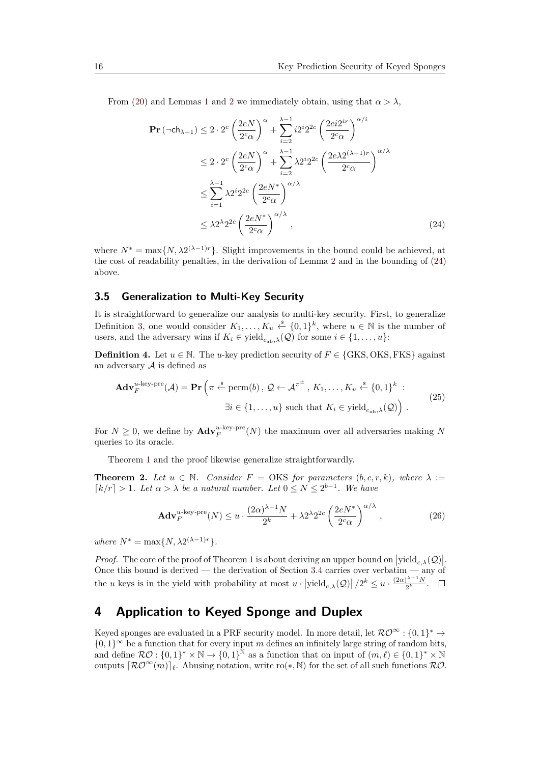From (20) and Lemmas 1 and 2 we immediately obtain, using that $\alpha > \lambda$,

$$
\begin{aligned}
\mathbf{Pr}\left(\neg \mathsf{ch}_{\lambda-1}\right) &\leq 2 \cdot 2^c \left(\frac{2eN}{2^c \alpha}\right)^{\alpha} + \sum_{i=2}^{\lambda-1} i 2^i 2^{2c} \left(\frac{2ei2^{ir}}{2^c \alpha}\right)^{\alpha/i} \\
&\leq 2 \cdot 2^c \left(\frac{2eN}{2^c \alpha}\right)^{\alpha} + \sum_{i=2}^{\lambda-1} \lambda 2^i 2^{2c} \left(\frac{2e\lambda 2^{(\lambda-1)r}}{2^c \alpha}\right)^{\alpha/\lambda} \\
&\leq \sum_{i=1}^{\lambda-1} \lambda 2^i 2^{2c} \left(\frac{2eN^*}{2^c \alpha}\right)^{\alpha/\lambda} \\
&\leq \lambda 2^{\lambda} 2^{2c} \left(\frac{2eN^*}{2^c \alpha}\right)^{\alpha/\lambda} ,
\end{aligned} \tag{24}
$$

where $N^* = \max\{N, \lambda 2^{(\lambda-1)r}\}$. Slight improvements in the bound could be achieved, at the cost of readability penalties, in the derivation of Lemma 2 and in the bounding of (24) above.

### 3.5 Generalization to Multi-Key Security

It is straightforward to generalize our analysis to multi-key security. First, to generalize Definition 3, one would consider $K_1, \ldots, K_u \xleftarrow{\$} \{0,1\}^k$, where $u \in \mathbb{N}$ is the number of users, and the adversary wins if $K_i \in \text{yield}_{c_{\text{ab}},\lambda}(\mathcal{Q})$ for some $i \in \{1, \ldots, u\}$:

**Definition 4.** Let $u \in \mathbb{N}$. The $u$-key prediction security of $F \in \{\text{GKS}, \text{OKS}, \text{FKS}\}$ against an adversary $\mathcal{A}$ is defined as

$$
\begin{aligned}
\mathbf{Adv}_F^{u\text{-key-pre}}(\mathcal{A}) = \mathbf{Pr}\Big(\pi \xleftarrow{\$} \text{perm}(b)\,,\ \mathcal{Q} \leftarrow \mathcal{A}^{\pi^{\pm}}\,,\ K_1, \ldots, K_u \xleftarrow{\$} \{0,1\}^k \ : \\
\exists i \in \{1, \ldots, u\} \text{ such that } K_i \in \text{yield}_{c_{\text{ab}},\lambda}(\mathcal{Q})\Big)\,.
\end{aligned} \tag{25}
$$

For $N \geq 0$, we define by $\mathbf{Adv}_F^{u\text{-key-pre}}(N)$ the maximum over all adversaries making $N$ queries to its oracle.

Theorem 1 and the proof likewise generalize straightforwardly.

**Theorem 2.** *Let $u \in \mathbb{N}$. Consider $F = \text{OKS}$ for parameters $(b, c, r, k)$, where $\lambda := \lceil k/r \rceil > 1$. Let $\alpha > \lambda$ be a natural number. Let $0 \leq N \leq 2^{b-1}$. We have*

$$
\mathbf{Adv}_F^{u\text{-key-pre}}(N) \leq u \cdot \frac{(2\alpha)^{\lambda-1} N}{2^k} + \lambda 2^{\lambda} 2^{2c} \left(\frac{2eN^*}{2^c \alpha}\right)^{\alpha/\lambda} , \tag{26}
$$

*where $N^* = \max\{N, \lambda 2^{(\lambda-1)r}\}$.*

*Proof.* The core of the proof of Theorem 1 is about deriving an upper bound on $\left|\text{yield}_{c,\lambda}(\mathcal{Q})\right|$. Once this bound is derived — the derivation of Section 3.4 carries over verbatim — any of the $u$ keys is in the yield with probability at most $u \cdot \left|\text{yield}_{c,\lambda}(\mathcal{Q})\right|/2^k \leq u \cdot \frac{(2\alpha)^{\lambda-1} N}{2^k}$. ◻

## 4 Application to Keyed Sponge and Duplex

Keyed sponges are evaluated in a PRF security model. In more detail, let $\mathcal{RO}^{\infty} : \{0,1\}^* \to \{0,1\}^{\infty}$ be a function that for every input $m$ defines an infinitely large string of random bits, and define $\mathcal{RO} : \{0,1\}^* \times \mathbb{N} \to \{0,1\}^{\mathbb{N}}$ as a function that on input of $(m, \ell) \in \{0,1\}^* \times \mathbb{N}$ outputs $\lceil \mathcal{RO}^{\infty}(m) \rceil_{\ell}$. Abusing notation, write $\text{ro}(*, \mathbb{N})$ for the set of all such functions $\mathcal{RO}$.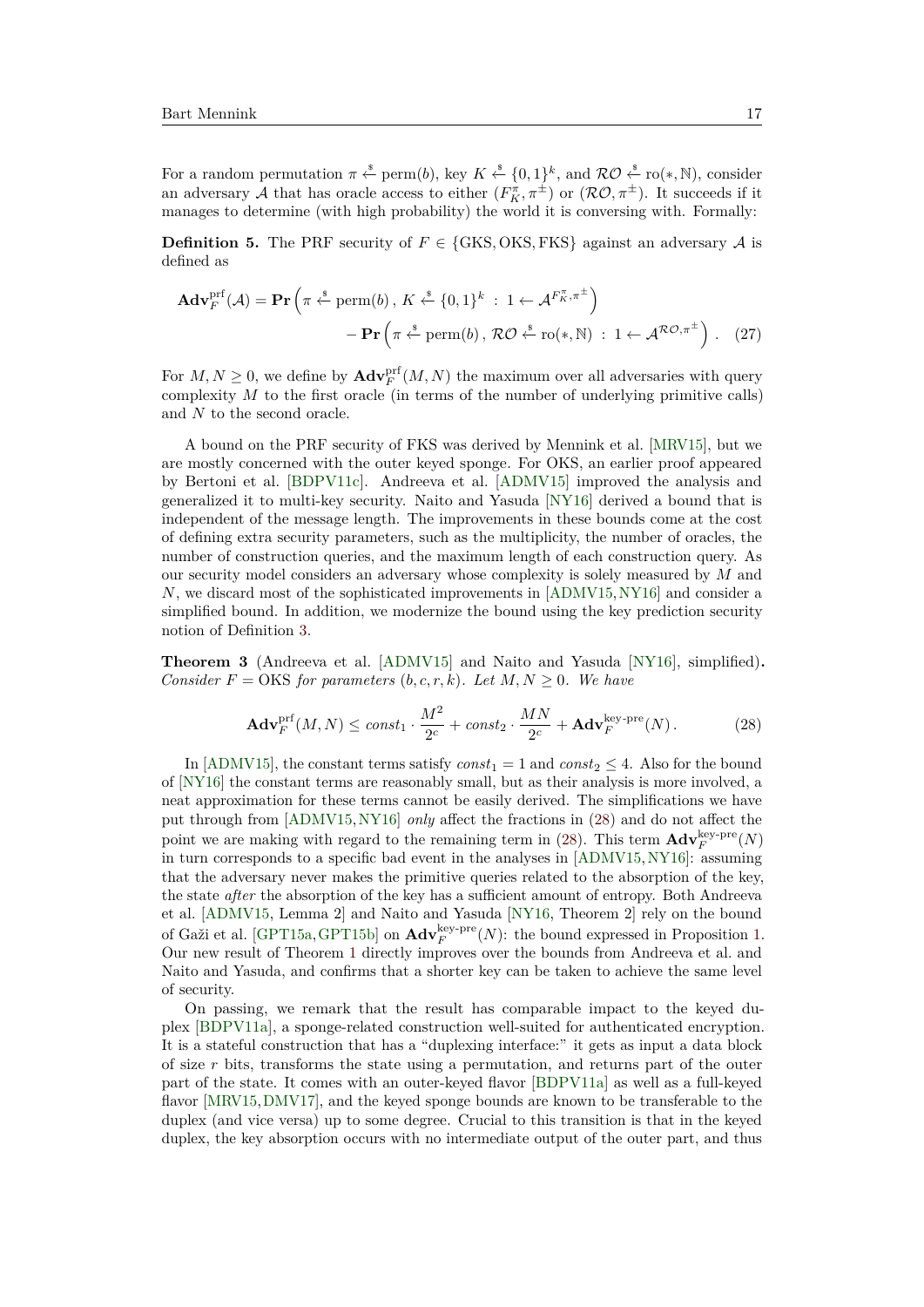For a random permutation $\pi \xleftarrow{\$} \text{perm}(b)$, key $K \xleftarrow{\$} \{0,1\}^k$, and $\mathcal{RO} \xleftarrow{\$} \text{ro}(*, \mathbb{N})$, consider an adversary $\mathcal{A}$ that has oracle access to either $(F_K^\pi, \pi^\pm)$ or $(\mathcal{RO}, \pi^\pm)$. It succeeds if it manages to determine (with high probability) the world it is conversing with. Formally:

**Definition 5.** The PRF security of $F \in \{\text{GKS}, \text{OKS}, \text{FKS}\}$ against an adversary $\mathcal{A}$ is defined as

$$\mathbf{Adv}_F^{\text{prf}}(\mathcal{A}) = \mathbf{Pr}\left(\pi \xleftarrow{\$} \text{perm}(b)\,,\, K \xleftarrow{\$} \{0,1\}^k \;:\; 1 \leftarrow \mathcal{A}^{F_K^\pi, \pi^\pm}\right) - \mathbf{Pr}\left(\pi \xleftarrow{\$} \text{perm}(b)\,,\, \mathcal{RO} \xleftarrow{\$} \text{ro}(*, \mathbb{N}) \;:\; 1 \leftarrow \mathcal{A}^{\mathcal{RO}, \pi^\pm}\right) . \quad (27)$$

For $M, N \geq 0$, we define by $\mathbf{Adv}_F^{\text{prf}}(M, N)$ the maximum over all adversaries with query complexity $M$ to the first oracle (in terms of the number of underlying primitive calls) and $N$ to the second oracle.

A bound on the PRF security of FKS was derived by Mennink et al. [MRV15], but we are mostly concerned with the outer keyed sponge. For OKS, an earlier proof appeared by Bertoni et al. [BDPV11c]. Andreeva et al. [ADMV15] improved the analysis and generalized it to multi-key security. Naito and Yasuda [NY16] derived a bound that is independent of the message length. The improvements in these bounds come at the cost of defining extra security parameters, such as the multiplicity, the number of oracles, the number of construction queries, and the maximum length of each construction query. As our security model considers an adversary whose complexity is solely measured by $M$ and $N$, we discard most of the sophisticated improvements in [ADMV15, NY16] and consider a simplified bound. In addition, we modernize the bound using the key prediction security notion of Definition 3.

**Theorem 3** (Andreeva et al. [ADMV15] and Naito and Yasuda [NY16], simplified)**.** *Consider $F = \text{OKS}$ for parameters $(b, c, r, k)$. Let $M, N \geq 0$. We have*

$$\mathbf{Adv}_F^{\text{prf}}(M, N) \leq \mathit{const}_1 \cdot \frac{M^2}{2^c} + \mathit{const}_2 \cdot \frac{MN}{2^c} + \mathbf{Adv}_F^{\text{key-pre}}(N) . \quad (28)$$

In [ADMV15], the constant terms satisfy $\mathit{const}_1 = 1$ and $\mathit{const}_2 \leq 4$. Also for the bound of [NY16] the constant terms are reasonably small, but as their analysis is more involved, a neat approximation for these terms cannot be easily derived. The simplifications we have put through from [ADMV15, NY16] *only* affect the fractions in (28) and do not affect the point we are making with regard to the remaining term in (28). This term $\mathbf{Adv}_F^{\text{key-pre}}(N)$ in turn corresponds to a specific bad event in the analyses in [ADMV15, NY16]: assuming that the adversary never makes the primitive queries related to the absorption of the key, the state *after* the absorption of the key has a sufficient amount of entropy. Both Andreeva et al. [ADMV15, Lemma 2] and Naito and Yasuda [NY16, Theorem 2] rely on the bound of Gaži et al. [GPT15a, GPT15b] on $\mathbf{Adv}_F^{\text{key-pre}}(N)$: the bound expressed in Proposition 1. Our new result of Theorem 1 directly improves over the bounds from Andreeva et al. and Naito and Yasuda, and confirms that a shorter key can be taken to achieve the same level of security.

On passing, we remark that the result has comparable impact to the keyed duplex [BDPV11a], a sponge-related construction well-suited for authenticated encryption. It is a stateful construction that has a "duplexing interface:" it gets as input a data block of size $r$ bits, transforms the state using a permutation, and returns part of the outer part of the state. It comes with an outer-keyed flavor [BDPV11a] as well as a full-keyed flavor [MRV15, DMV17], and the keyed sponge bounds are known to be transferable to the duplex (and vice versa) up to some degree. Crucial to this transition is that in the keyed duplex, the key absorption occurs with no intermediate output of the outer part, and thus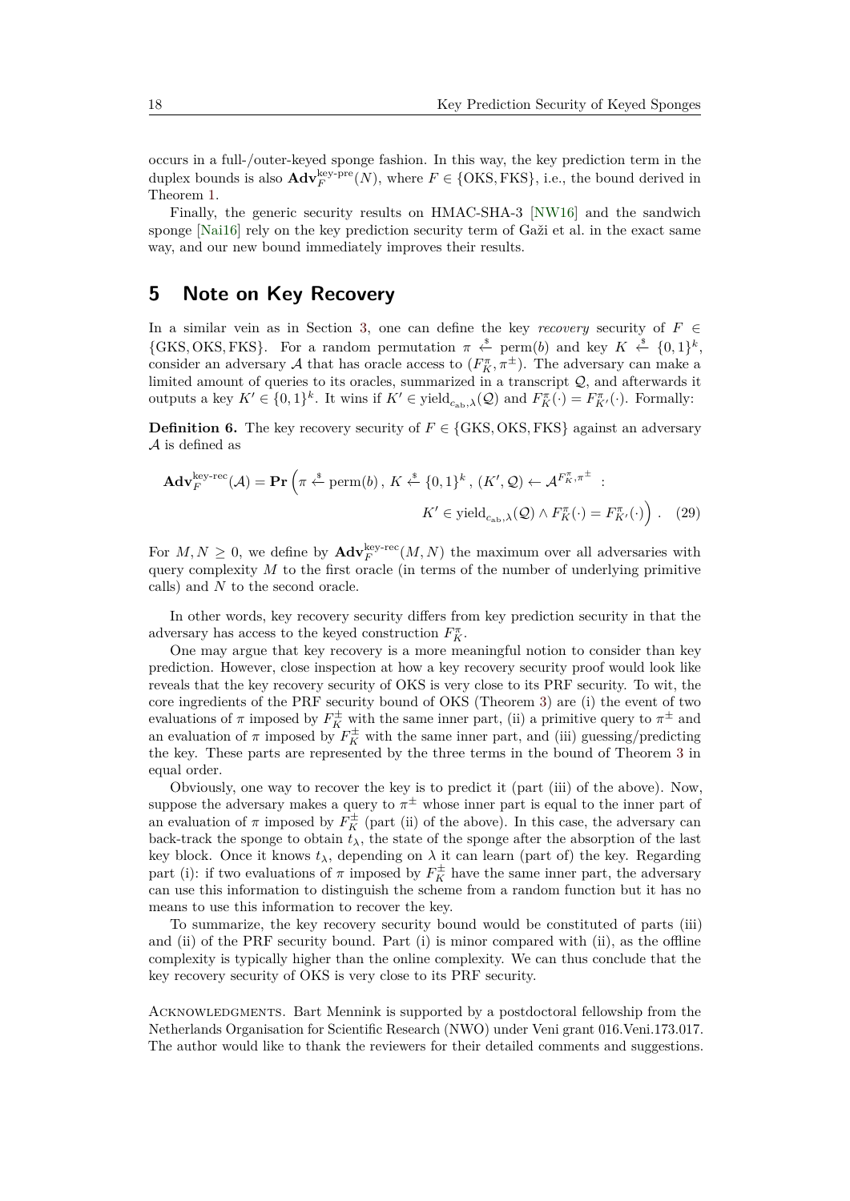occurs in a full-/outer-keyed sponge fashion. In this way, the key prediction term in the duplex bounds is also $\mathbf{Adv}_F^{\text{key-pre}}(N)$, where $F \in \{\text{OKS}, \text{FKS}\}$, i.e., the bound derived in Theorem 1.

Finally, the generic security results on HMAC-SHA-3 [NW16] and the sandwich sponge [Nai16] rely on the key prediction security term of Gaži et al. in the exact same way, and our new bound immediately improves their results.

# 5 Note on Key Recovery

In a similar vein as in Section 3, one can define the key *recovery* security of $F \in \{\text{GKS}, \text{OKS}, \text{FKS}\}$. For a random permutation $\pi \xleftarrow{\$} \text{perm}(b)$ and key $K \xleftarrow{\$} \{0,1\}^k$, consider an adversary $\mathcal{A}$ that has oracle access to $(F_K^\pi, \pi^\pm)$. The adversary can make a limited amount of queries to its oracles, summarized in a transcript $\mathcal{Q}$, and afterwards it outputs a key $K' \in \{0,1\}^k$. It wins if $K' \in \text{yield}_{c_{\text{ab}},\lambda}(\mathcal{Q})$ and $F_K^\pi(\cdot) = F_{K'}^\pi(\cdot)$. Formally:

**Definition 6.** The key recovery security of $F \in \{\text{GKS}, \text{OKS}, \text{FKS}\}$ against an adversary $\mathcal{A}$ is defined as

$$\mathbf{Adv}_F^{\text{key-rec}}(\mathcal{A}) = \mathbf{Pr}\left(\pi \xleftarrow{\$} \text{perm}(b)\,,\, K \xleftarrow{\$} \{0,1\}^k\,,\, (K', \mathcal{Q}) \leftarrow \mathcal{A}^{F_K^\pi, \pi^\pm} \;:\; K' \in \text{yield}_{c_{\text{ab}},\lambda}(\mathcal{Q}) \wedge F_K^\pi(\cdot) = F_{K'}^\pi(\cdot)\right). \quad (29)$$

For $M, N \geq 0$, we define by $\mathbf{Adv}_F^{\text{key-rec}}(M, N)$ the maximum over all adversaries with query complexity $M$ to the first oracle (in terms of the number of underlying primitive calls) and $N$ to the second oracle.

In other words, key recovery security differs from key prediction security in that the adversary has access to the keyed construction $F_K^\pi$.

One may argue that key recovery is a more meaningful notion to consider than key prediction. However, close inspection at how a key recovery security proof would look like reveals that the key recovery security of OKS is very close to its PRF security. To wit, the core ingredients of the PRF security bound of OKS (Theorem 3) are (i) the event of two evaluations of $\pi$ imposed by $F_K^\pm$ with the same inner part, (ii) a primitive query to $\pi^\pm$ and an evaluation of $\pi$ imposed by $F_K^\pm$ with the same inner part, and (iii) guessing/predicting the key. These parts are represented by the three terms in the bound of Theorem 3 in equal order.

Obviously, one way to recover the key is to predict it (part (iii) of the above). Now, suppose the adversary makes a query to $\pi^\pm$ whose inner part is equal to the inner part of an evaluation of $\pi$ imposed by $F_K^\pm$ (part (ii) of the above). In this case, the adversary can back-track the sponge to obtain $t_\lambda$, the state of the sponge after the absorption of the last key block. Once it knows $t_\lambda$, depending on $\lambda$ it can learn (part of) the key. Regarding part (i): if two evaluations of $\pi$ imposed by $F_K^\pm$ have the same inner part, the adversary can use this information to distinguish the scheme from a random function but it has no means to use this information to recover the key.

To summarize, the key recovery security bound would be constituted of parts (iii) and (ii) of the PRF security bound. Part (i) is minor compared with (ii), as the offline complexity is typically higher than the online complexity. We can thus conclude that the key recovery security of OKS is very close to its PRF security.

Acknowledgments. Bart Mennink is supported by a postdoctoral fellowship from the Netherlands Organisation for Scientific Research (NWO) under Veni grant 016.Veni.173.017. The author would like to thank the reviewers for their detailed comments and suggestions.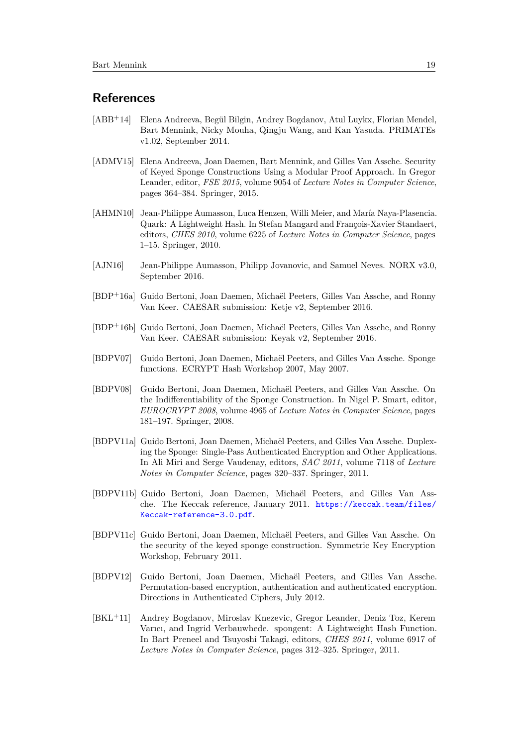## References

[ABB+14] Elena Andreeva, Begül Bilgin, Andrey Bogdanov, Atul Luykx, Florian Mendel, Bart Mennink, Nicky Mouha, Qingju Wang, and Kan Yasuda. PRIMATEs v1.02, September 2014.

[ADMV15] Elena Andreeva, Joan Daemen, Bart Mennink, and Gilles Van Assche. Security of Keyed Sponge Constructions Using a Modular Proof Approach. In Gregor Leander, editor, *FSE 2015*, volume 9054 of *Lecture Notes in Computer Science*, pages 364–384. Springer, 2015.

[AHMN10] Jean-Philippe Aumasson, Luca Henzen, Willi Meier, and María Naya-Plasencia. Quark: A Lightweight Hash. In Stefan Mangard and François-Xavier Standaert, editors, *CHES 2010*, volume 6225 of *Lecture Notes in Computer Science*, pages 1–15. Springer, 2010.

[AJN16] Jean-Philippe Aumasson, Philipp Jovanovic, and Samuel Neves. NORX v3.0, September 2016.

[BDP+16a] Guido Bertoni, Joan Daemen, Michaël Peeters, Gilles Van Assche, and Ronny Van Keer. CAESAR submission: Ketje v2, September 2016.

[BDP+16b] Guido Bertoni, Joan Daemen, Michaël Peeters, Gilles Van Assche, and Ronny Van Keer. CAESAR submission: Keyak v2, September 2016.

[BDPV07] Guido Bertoni, Joan Daemen, Michaël Peeters, and Gilles Van Assche. Sponge functions. ECRYPT Hash Workshop 2007, May 2007.

[BDPV08] Guido Bertoni, Joan Daemen, Michaël Peeters, and Gilles Van Assche. On the Indifferentiability of the Sponge Construction. In Nigel P. Smart, editor, *EUROCRYPT 2008*, volume 4965 of *Lecture Notes in Computer Science*, pages 181–197. Springer, 2008.

[BDPV11a] Guido Bertoni, Joan Daemen, Michaël Peeters, and Gilles Van Assche. Duplexing the Sponge: Single-Pass Authenticated Encryption and Other Applications. In Ali Miri and Serge Vaudenay, editors, *SAC 2011*, volume 7118 of *Lecture Notes in Computer Science*, pages 320–337. Springer, 2011.

[BDPV11b] Guido Bertoni, Joan Daemen, Michaël Peeters, and Gilles Van Assche. The Keccak reference, January 2011. https://keccak.team/files/Keccak-reference-3.0.pdf.

[BDPV11c] Guido Bertoni, Joan Daemen, Michaël Peeters, and Gilles Van Assche. On the security of the keyed sponge construction. Symmetric Key Encryption Workshop, February 2011.

[BDPV12] Guido Bertoni, Joan Daemen, Michaël Peeters, and Gilles Van Assche. Permutation-based encryption, authentication and authenticated encryption. Directions in Authenticated Ciphers, July 2012.

[BKL+11] Andrey Bogdanov, Miroslav Knezevic, Gregor Leander, Deniz Toz, Kerem Varıcı, and Ingrid Verbauwhede. spongent: A Lightweight Hash Function. In Bart Preneel and Tsuyoshi Takagi, editors, *CHES 2011*, volume 6917 of *Lecture Notes in Computer Science*, pages 312–325. Springer, 2011.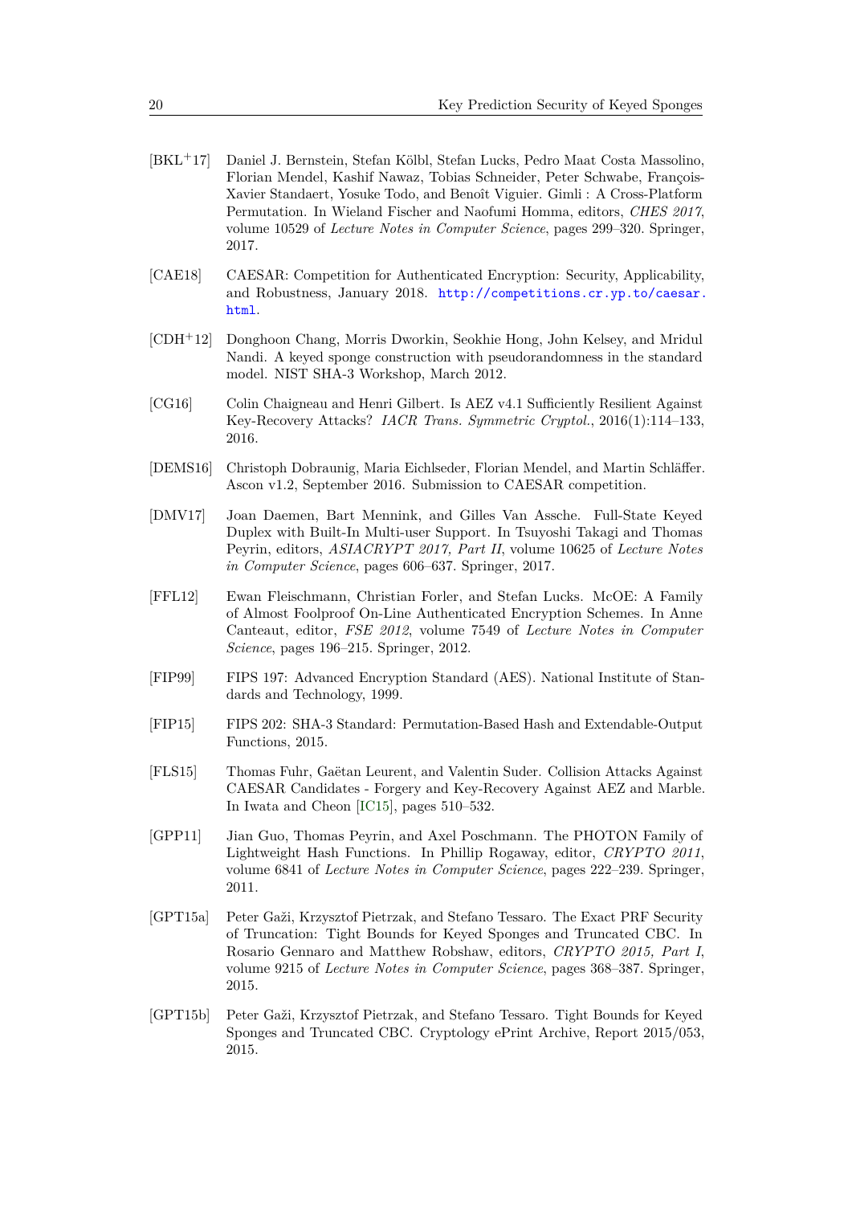[BKL[+]17] Daniel J. Bernstein, Stefan Kölbl, Stefan Lucks, Pedro Maat Costa Massolino, Florian Mendel, Kashif Nawaz, Tobias Schneider, Peter Schwabe, François-Xavier Standaert, Yosuke Todo, and Benoît Viguier. Gimli : A Cross-Platform Permutation. In Wieland Fischer and Naofumi Homma, editors, *CHES 2017*, volume 10529 of *Lecture Notes in Computer Science*, pages 299–320. Springer, 2017.

[CAE18] CAESAR: Competition for Authenticated Encryption: Security, Applicability, and Robustness, January 2018. http://competitions.cr.yp.to/caesar.html.

[CDH[+]12] Donghoon Chang, Morris Dworkin, Seokhie Hong, John Kelsey, and Mridul Nandi. A keyed sponge construction with pseudorandomness in the standard model. NIST SHA-3 Workshop, March 2012.

[CG16] Colin Chaigneau and Henri Gilbert. Is AEZ v4.1 Sufficiently Resilient Against Key-Recovery Attacks? *IACR Trans. Symmetric Cryptol.*, 2016(1):114–133, 2016.

[DEMS16] Christoph Dobraunig, Maria Eichlseder, Florian Mendel, and Martin Schläffer. Ascon v1.2, September 2016. Submission to CAESAR competition.

[DMV17] Joan Daemen, Bart Mennink, and Gilles Van Assche. Full-State Keyed Duplex with Built-In Multi-user Support. In Tsuyoshi Takagi and Thomas Peyrin, editors, *ASIACRYPT 2017, Part II*, volume 10625 of *Lecture Notes in Computer Science*, pages 606–637. Springer, 2017.

[FFL12] Ewan Fleischmann, Christian Forler, and Stefan Lucks. McOE: A Family of Almost Foolproof On-Line Authenticated Encryption Schemes. In Anne Canteaut, editor, *FSE 2012*, volume 7549 of *Lecture Notes in Computer Science*, pages 196–215. Springer, 2012.

[FIP99] FIPS 197: Advanced Encryption Standard (AES). National Institute of Standards and Technology, 1999.

[FIP15] FIPS 202: SHA-3 Standard: Permutation-Based Hash and Extendable-Output Functions, 2015.

[FLS15] Thomas Fuhr, Gaëtan Leurent, and Valentin Suder. Collision Attacks Against CAESAR Candidates - Forgery and Key-Recovery Against AEZ and Marble. In Iwata and Cheon [IC15], pages 510–532.

[GPP11] Jian Guo, Thomas Peyrin, and Axel Poschmann. The PHOTON Family of Lightweight Hash Functions. In Phillip Rogaway, editor, *CRYPTO 2011*, volume 6841 of *Lecture Notes in Computer Science*, pages 222–239. Springer, 2011.

[GPT15a] Peter Gaži, Krzysztof Pietrzak, and Stefano Tessaro. The Exact PRF Security of Truncation: Tight Bounds for Keyed Sponges and Truncated CBC. In Rosario Gennaro and Matthew Robshaw, editors, *CRYPTO 2015, Part I*, volume 9215 of *Lecture Notes in Computer Science*, pages 368–387. Springer, 2015.

[GPT15b] Peter Gaži, Krzysztof Pietrzak, and Stefano Tessaro. Tight Bounds for Keyed Sponges and Truncated CBC. Cryptology ePrint Archive, Report 2015/053, 2015.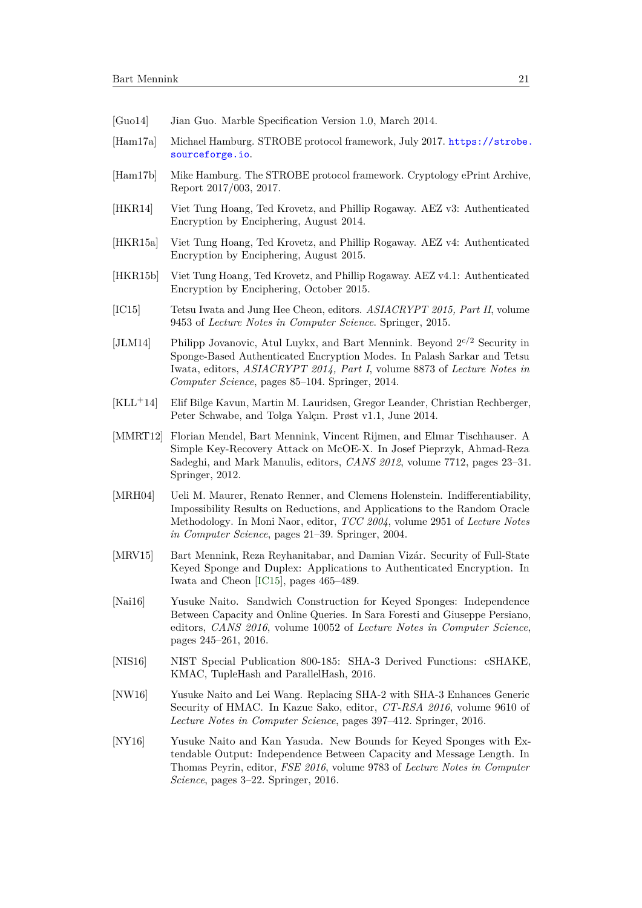[Guo14] Jian Guo. Marble Specification Version 1.0, March 2014.

[Ham17a] Michael Hamburg. STROBE protocol framework, July 2017. https://strobe.sourceforge.io.

[Ham17b] Mike Hamburg. The STROBE protocol framework. Cryptology ePrint Archive, Report 2017/003, 2017.

[HKR14] Viet Tung Hoang, Ted Krovetz, and Phillip Rogaway. AEZ v3: Authenticated Encryption by Enciphering, August 2014.

[HKR15a] Viet Tung Hoang, Ted Krovetz, and Phillip Rogaway. AEZ v4: Authenticated Encryption by Enciphering, August 2015.

[HKR15b] Viet Tung Hoang, Ted Krovetz, and Phillip Rogaway. AEZ v4.1: Authenticated Encryption by Enciphering, October 2015.

[IC15] Tetsu Iwata and Jung Hee Cheon, editors. *ASIACRYPT 2015, Part II*, volume 9453 of *Lecture Notes in Computer Science*. Springer, 2015.

[JLM14] Philipp Jovanovic, Atul Luykx, and Bart Mennink. Beyond $2^{c/2}$ Security in Sponge-Based Authenticated Encryption Modes. In Palash Sarkar and Tetsu Iwata, editors, *ASIACRYPT 2014, Part I*, volume 8873 of *Lecture Notes in Computer Science*, pages 85–104. Springer, 2014.

[KLL+14] Elif Bilge Kavun, Martin M. Lauridsen, Gregor Leander, Christian Rechberger, Peter Schwabe, and Tolga Yalçın. Prøst v1.1, June 2014.

[MMRT12] Florian Mendel, Bart Mennink, Vincent Rijmen, and Elmar Tischhauser. A Simple Key-Recovery Attack on McOE-X. In Josef Pieprzyk, Ahmad-Reza Sadeghi, and Mark Manulis, editors, *CANS 2012*, volume 7712, pages 23–31. Springer, 2012.

[MRH04] Ueli M. Maurer, Renato Renner, and Clemens Holenstein. Indifferentiability, Impossibility Results on Reductions, and Applications to the Random Oracle Methodology. In Moni Naor, editor, *TCC 2004*, volume 2951 of *Lecture Notes in Computer Science*, pages 21–39. Springer, 2004.

[MRV15] Bart Mennink, Reza Reyhanitabar, and Damian Vizár. Security of Full-State Keyed Sponge and Duplex: Applications to Authenticated Encryption. In Iwata and Cheon [IC15], pages 465–489.

[Nai16] Yusuke Naito. Sandwich Construction for Keyed Sponges: Independence Between Capacity and Online Queries. In Sara Foresti and Giuseppe Persiano, editors, *CANS 2016*, volume 10052 of *Lecture Notes in Computer Science*, pages 245–261, 2016.

[NIS16] NIST Special Publication 800-185: SHA-3 Derived Functions: cSHAKE, KMAC, TupleHash and ParallelHash, 2016.

[NW16] Yusuke Naito and Lei Wang. Replacing SHA-2 with SHA-3 Enhances Generic Security of HMAC. In Kazue Sako, editor, *CT-RSA 2016*, volume 9610 of *Lecture Notes in Computer Science*, pages 397–412. Springer, 2016.

[NY16] Yusuke Naito and Kan Yasuda. New Bounds for Keyed Sponges with Extendable Output: Independence Between Capacity and Message Length. In Thomas Peyrin, editor, *FSE 2016*, volume 9783 of *Lecture Notes in Computer Science*, pages 3–22. Springer, 2016.